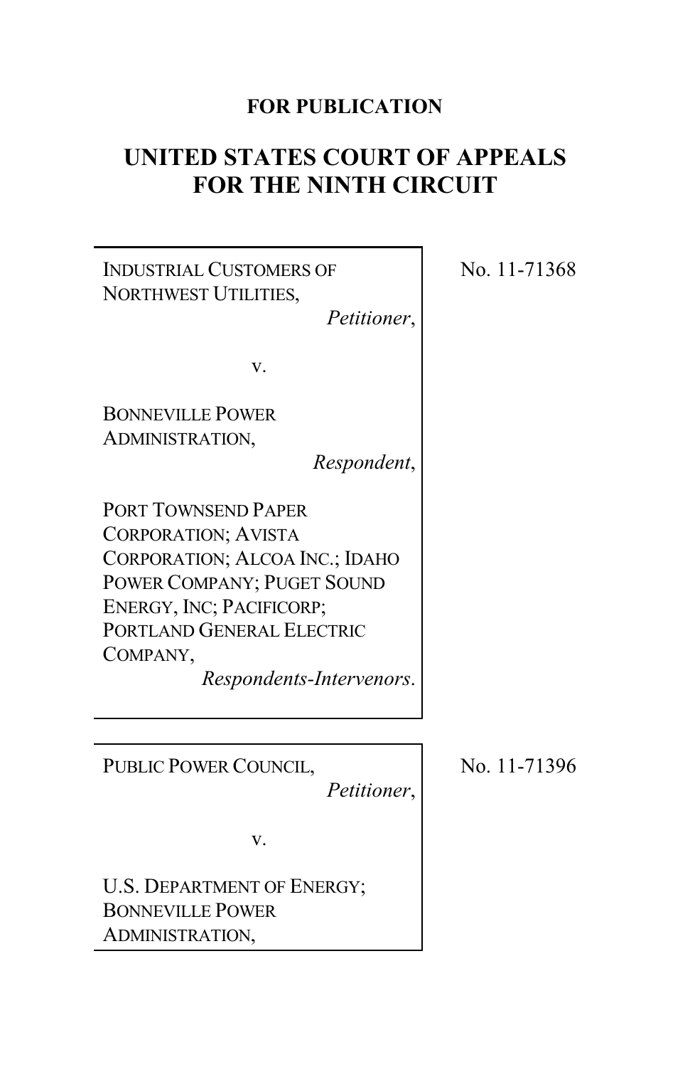**FOR PUBLICATION**

# UNITED STATES COURT OF APPEALS FOR THE NINTH CIRCUIT

INDUSTRIAL CUSTOMERS OF NORTHWEST UTILITIES,
*Petitioner*,

v.

BONNEVILLE POWER ADMINISTRATION,
*Respondent*,

PORT TOWNSEND PAPER CORPORATION; AVISTA CORPORATION; ALCOA INC.; IDAHO POWER COMPANY; PUGET SOUND ENERGY, INC; PACIFICORP; PORTLAND GENERAL ELECTRIC COMPANY,
*Respondents-Intervenors*.

No. 11-71368

---

PUBLIC POWER COUNCIL,
*Petitioner*,

v.

U.S. DEPARTMENT OF ENERGY; BONNEVILLE POWER ADMINISTRATION,

No. 11-71396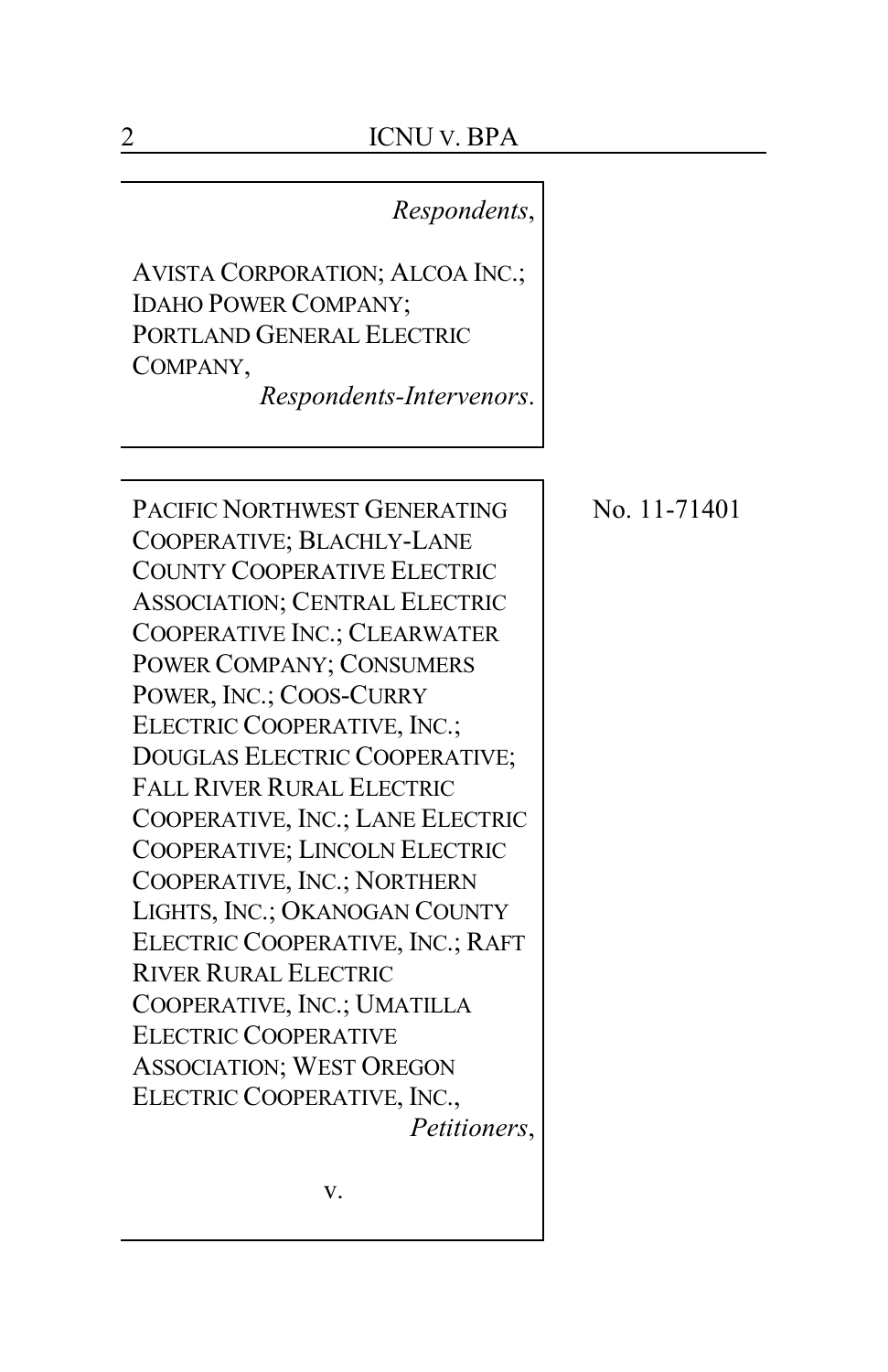*Respondents*,

AVISTA CORPORATION; ALCOA INC.; IDAHO POWER COMPANY; PORTLAND GENERAL ELECTRIC COMPANY,

*Respondents-Intervenors*.

PACIFIC NORTHWEST GENERATING COOPERATIVE; BLACHLY-LANE COUNTY COOPERATIVE ELECTRIC ASSOCIATION; CENTRAL ELECTRIC COOPERATIVE INC.; CLEARWATER POWER COMPANY; CONSUMERS POWER, INC.; COOS-CURRY ELECTRIC COOPERATIVE, INC.; DOUGLAS ELECTRIC COOPERATIVE; FALL RIVER RURAL ELECTRIC COOPERATIVE, INC.; LANE ELECTRIC COOPERATIVE; LINCOLN ELECTRIC COOPERATIVE, INC.; NORTHERN LIGHTS, INC.; OKANOGAN COUNTY ELECTRIC COOPERATIVE, INC.; RAFT RIVER RURAL ELECTRIC COOPERATIVE, INC.; UMATILLA ELECTRIC COOPERATIVE ASSOCIATION; WEST OREGON ELECTRIC COOPERATIVE, INC.,

*Petitioners*,

v.

No. 11-71401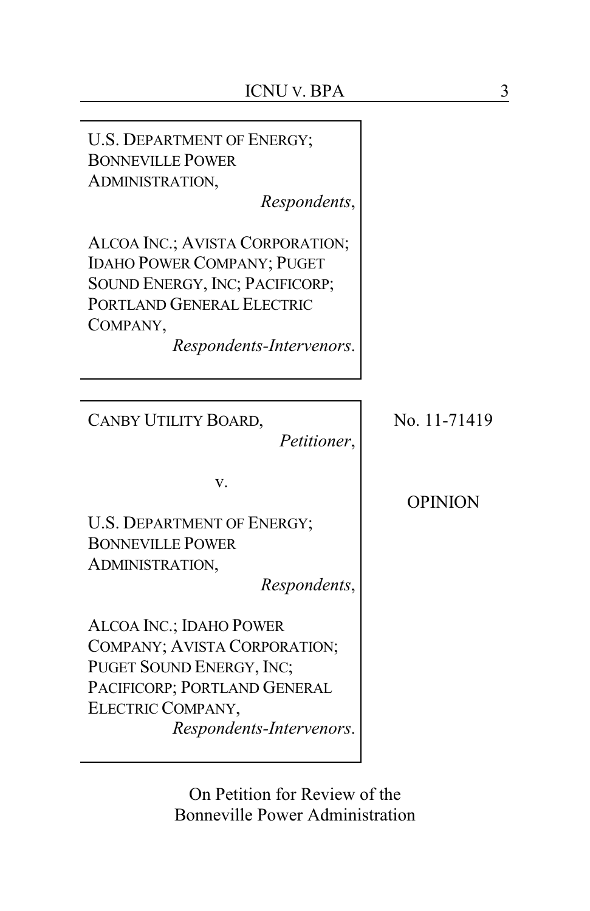U.S. DEPARTMENT OF ENERGY; BONNEVILLE POWER ADMINISTRATION,
*Respondents*,

ALCOA INC.; AVISTA CORPORATION; IDAHO POWER COMPANY; PUGET SOUND ENERGY, INC; PACIFICORP; PORTLAND GENERAL ELECTRIC COMPANY,
*Respondents-Intervenors*.

CANBY UTILITY BOARD,
*Petitioner*,

v.

U.S. DEPARTMENT OF ENERGY; BONNEVILLE POWER ADMINISTRATION,
*Respondents*,

ALCOA INC.; IDAHO POWER COMPANY; AVISTA CORPORATION; PUGET SOUND ENERGY, INC; PACIFICORP; PORTLAND GENERAL ELECTRIC COMPANY,
*Respondents-Intervenors*.

No. 11-71419

OPINION

On Petition for Review of the Bonneville Power Administration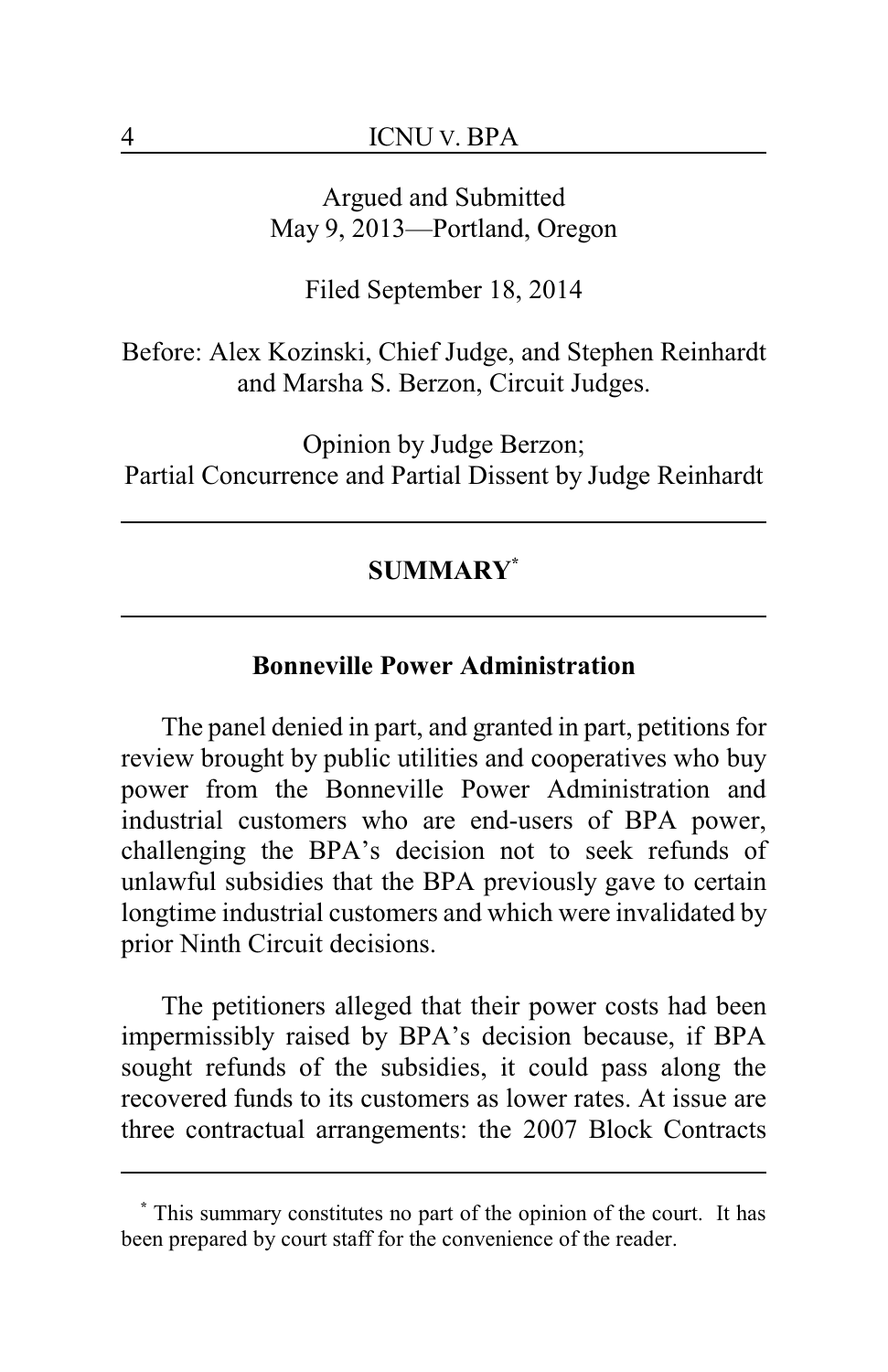Argued and Submitted
May 9, 2013—Portland, Oregon

Filed September 18, 2014

Before: Alex Kozinski, Chief Judge, and Stephen Reinhardt and Marsha S. Berzon, Circuit Judges.

Opinion by Judge Berzon;
Partial Concurrence and Partial Dissent by Judge Reinhardt

---

## SUMMARY[*]

---

### Bonneville Power Administration

The panel denied in part, and granted in part, petitions for review brought by public utilities and cooperatives who buy power from the Bonneville Power Administration and industrial customers who are end-users of BPA power, challenging the BPA's decision not to seek refunds of unlawful subsidies that the BPA previously gave to certain longtime industrial customers and which were invalidated by prior Ninth Circuit decisions.

The petitioners alleged that their power costs had been impermissibly raised by BPA's decision because, if BPA sought refunds of the subsidies, it could pass along the recovered funds to its customers as lower rates. At issue are three contractual arrangements: the 2007 Block Contracts

---

[*] This summary constitutes no part of the opinion of the court. It has been prepared by court staff for the convenience of the reader.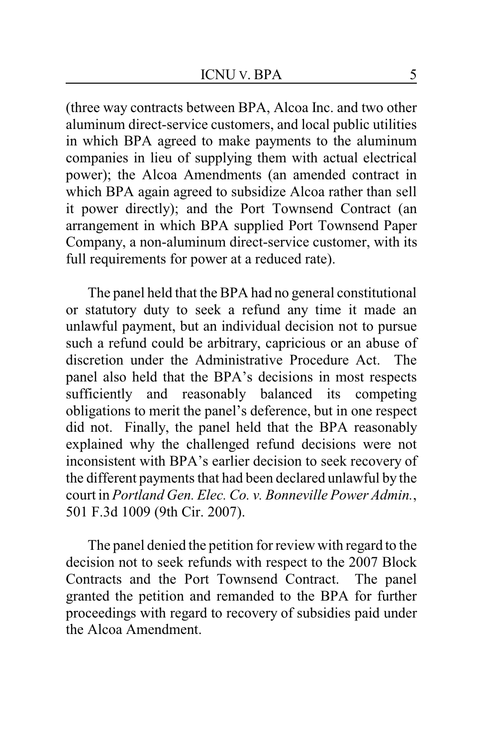(three way contracts between BPA, Alcoa Inc. and two other aluminum direct-service customers, and local public utilities in which BPA agreed to make payments to the aluminum companies in lieu of supplying them with actual electrical power); the Alcoa Amendments (an amended contract in which BPA again agreed to subsidize Alcoa rather than sell it power directly); and the Port Townsend Contract (an arrangement in which BPA supplied Port Townsend Paper Company, a non-aluminum direct-service customer, with its full requirements for power at a reduced rate).

The panel held that the BPA had no general constitutional or statutory duty to seek a refund any time it made an unlawful payment, but an individual decision not to pursue such a refund could be arbitrary, capricious or an abuse of discretion under the Administrative Procedure Act. The panel also held that the BPA's decisions in most respects sufficiently and reasonably balanced its competing obligations to merit the panel's deference, but in one respect did not. Finally, the panel held that the BPA reasonably explained why the challenged refund decisions were not inconsistent with BPA's earlier decision to seek recovery of the different payments that had been declared unlawful by the court in *Portland Gen. Elec. Co. v. Bonneville Power Admin.*, 501 F.3d 1009 (9th Cir. 2007).

The panel denied the petition for review with regard to the decision not to seek refunds with respect to the 2007 Block Contracts and the Port Townsend Contract. The panel granted the petition and remanded to the BPA for further proceedings with regard to recovery of subsidies paid under the Alcoa Amendment.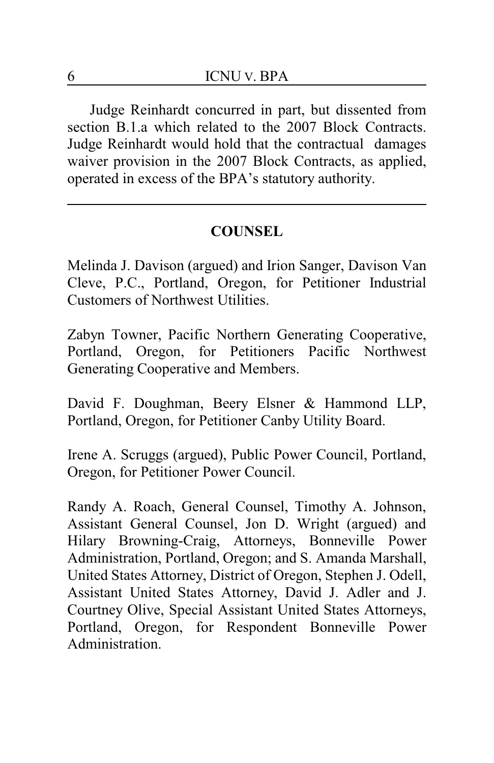Judge Reinhardt concurred in part, but dissented from section B.1.a which related to the 2007 Block Contracts. Judge Reinhardt would hold that the contractual damages waiver provision in the 2007 Block Contracts, as applied, operated in excess of the BPA's statutory authority.

---

## COUNSEL

Melinda J. Davison (argued) and Irion Sanger, Davison Van Cleve, P.C., Portland, Oregon, for Petitioner Industrial Customers of Northwest Utilities.

Zabyn Towner, Pacific Northern Generating Cooperative, Portland, Oregon, for Petitioners Pacific Northwest Generating Cooperative and Members.

David F. Doughman, Beery Elsner & Hammond LLP, Portland, Oregon, for Petitioner Canby Utility Board.

Irene A. Scruggs (argued), Public Power Council, Portland, Oregon, for Petitioner Power Council.

Randy A. Roach, General Counsel, Timothy A. Johnson, Assistant General Counsel, Jon D. Wright (argued) and Hilary Browning-Craig, Attorneys, Bonneville Power Administration, Portland, Oregon; and S. Amanda Marshall, United States Attorney, District of Oregon, Stephen J. Odell, Assistant United States Attorney, David J. Adler and J. Courtney Olive, Special Assistant United States Attorneys, Portland, Oregon, for Respondent Bonneville Power Administration.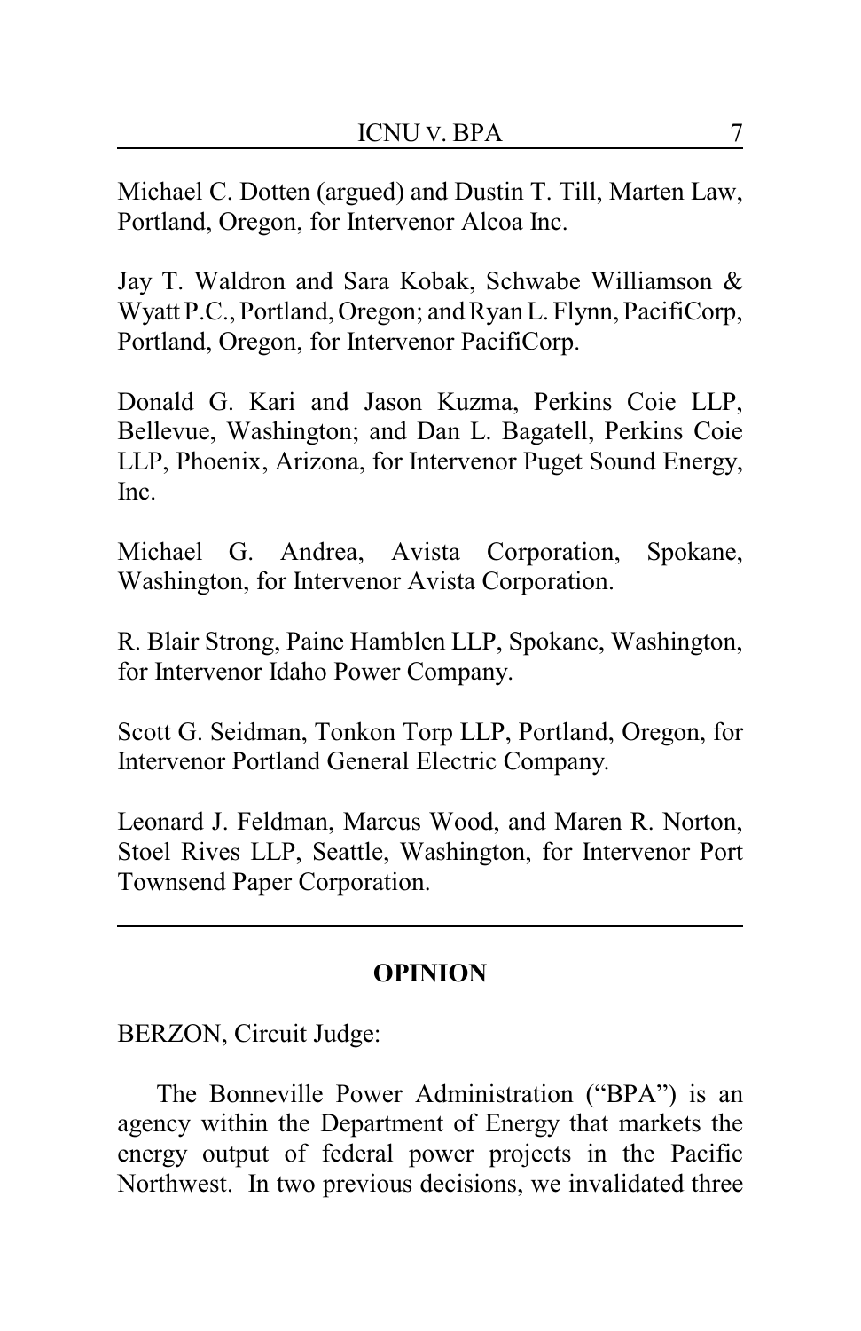Michael C. Dotten (argued) and Dustin T. Till, Marten Law, Portland, Oregon, for Intervenor Alcoa Inc.

Jay T. Waldron and Sara Kobak, Schwabe Williamson & Wyatt P.C., Portland, Oregon; and Ryan L. Flynn, PacifiCorp, Portland, Oregon, for Intervenor PacifiCorp.

Donald G. Kari and Jason Kuzma, Perkins Coie LLP, Bellevue, Washington; and Dan L. Bagatell, Perkins Coie LLP, Phoenix, Arizona, for Intervenor Puget Sound Energy, Inc.

Michael G. Andrea, Avista Corporation, Spokane, Washington, for Intervenor Avista Corporation.

R. Blair Strong, Paine Hamblen LLP, Spokane, Washington, for Intervenor Idaho Power Company.

Scott G. Seidman, Tonkon Torp LLP, Portland, Oregon, for Intervenor Portland General Electric Company.

Leonard J. Feldman, Marcus Wood, and Maren R. Norton, Stoel Rives LLP, Seattle, Washington, for Intervenor Port Townsend Paper Corporation.

---

## OPINION

BERZON, Circuit Judge:

The Bonneville Power Administration ("BPA") is an agency within the Department of Energy that markets the energy output of federal power projects in the Pacific Northwest. In two previous decisions, we invalidated three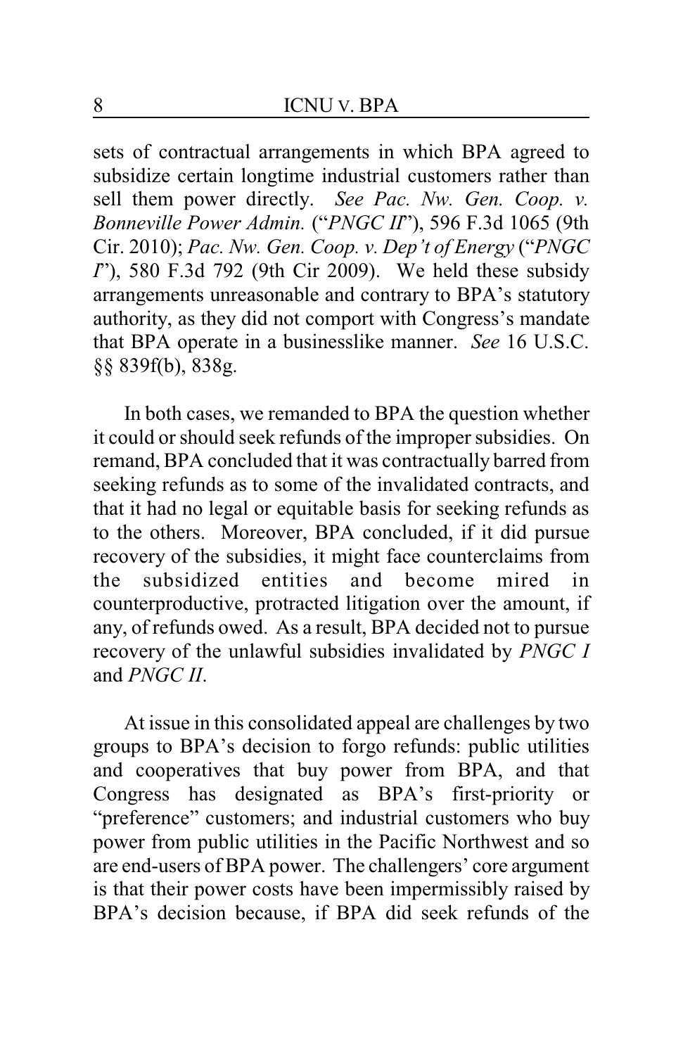sets of contractual arrangements in which BPA agreed to subsidize certain longtime industrial customers rather than sell them power directly. *See Pac. Nw. Gen. Coop. v. Bonneville Power Admin.* ("*PNGC II*"), 596 F.3d 1065 (9th Cir. 2010); *Pac. Nw. Gen. Coop. v. Dep't of Energy* ("*PNGC I*"), 580 F.3d 792 (9th Cir 2009). We held these subsidy arrangements unreasonable and contrary to BPA's statutory authority, as they did not comport with Congress's mandate that BPA operate in a businesslike manner. *See* 16 U.S.C. §§ 839f(b), 838g.

In both cases, we remanded to BPA the question whether it could or should seek refunds of the improper subsidies. On remand, BPA concluded that it was contractually barred from seeking refunds as to some of the invalidated contracts, and that it had no legal or equitable basis for seeking refunds as to the others. Moreover, BPA concluded, if it did pursue recovery of the subsidies, it might face counterclaims from the subsidized entities and become mired in counterproductive, protracted litigation over the amount, if any, of refunds owed. As a result, BPA decided not to pursue recovery of the unlawful subsidies invalidated by *PNGC I* and *PNGC II*.

At issue in this consolidated appeal are challenges by two groups to BPA's decision to forgo refunds: public utilities and cooperatives that buy power from BPA, and that Congress has designated as BPA's first-priority or "preference" customers; and industrial customers who buy power from public utilities in the Pacific Northwest and so are end-users of BPA power. The challengers' core argument is that their power costs have been impermissibly raised by BPA's decision because, if BPA did seek refunds of the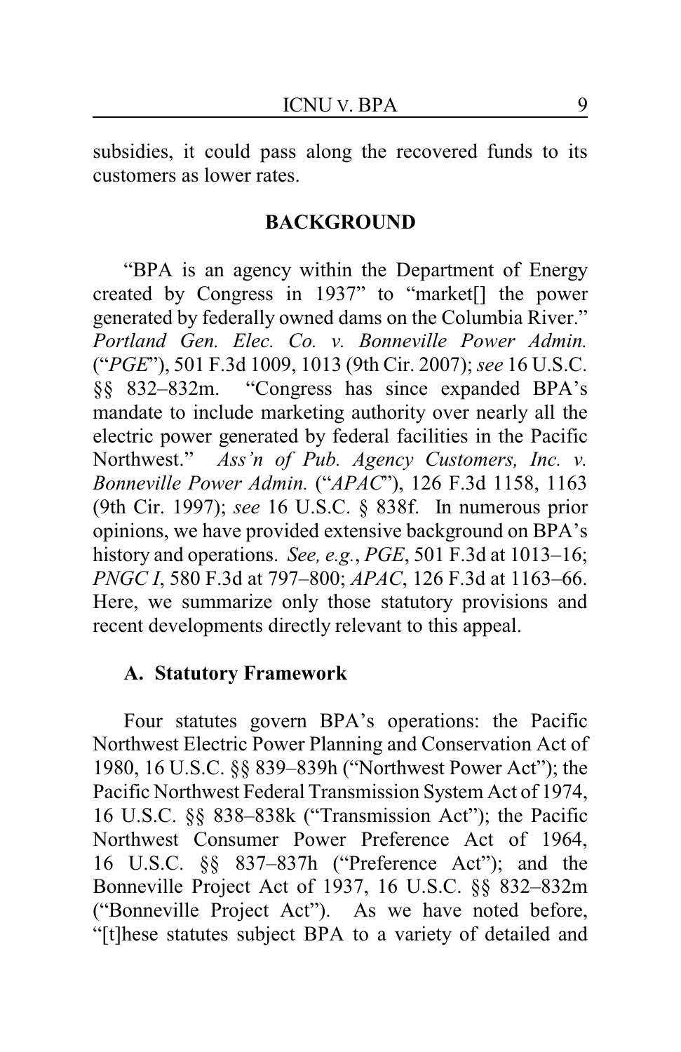subsidies, it could pass along the recovered funds to its customers as lower rates.

## BACKGROUND

"BPA is an agency within the Department of Energy created by Congress in 1937" to "market[] the power generated by federally owned dams on the Columbia River." *Portland Gen. Elec. Co. v. Bonneville Power Admin.* ("*PGE*"), 501 F.3d 1009, 1013 (9th Cir. 2007); *see* 16 U.S.C. §§ 832–832m. "Congress has since expanded BPA's mandate to include marketing authority over nearly all the electric power generated by federal facilities in the Pacific Northwest." *Ass'n of Pub. Agency Customers, Inc. v. Bonneville Power Admin.* ("*APAC*"), 126 F.3d 1158, 1163 (9th Cir. 1997); *see* 16 U.S.C. § 838f. In numerous prior opinions, we have provided extensive background on BPA's history and operations. *See, e.g.*, *PGE*, 501 F.3d at 1013–16; *PNGC I*, 580 F.3d at 797–800; *APAC*, 126 F.3d at 1163–66. Here, we summarize only those statutory provisions and recent developments directly relevant to this appeal.

### A. Statutory Framework

Four statutes govern BPA's operations: the Pacific Northwest Electric Power Planning and Conservation Act of 1980, 16 U.S.C. §§ 839–839h ("Northwest Power Act"); the Pacific Northwest Federal Transmission System Act of 1974, 16 U.S.C. §§ 838–838k ("Transmission Act"); the Pacific Northwest Consumer Power Preference Act of 1964, 16 U.S.C. §§ 837–837h ("Preference Act"); and the Bonneville Project Act of 1937, 16 U.S.C. §§ 832–832m ("Bonneville Project Act"). As we have noted before, "[t]hese statutes subject BPA to a variety of detailed and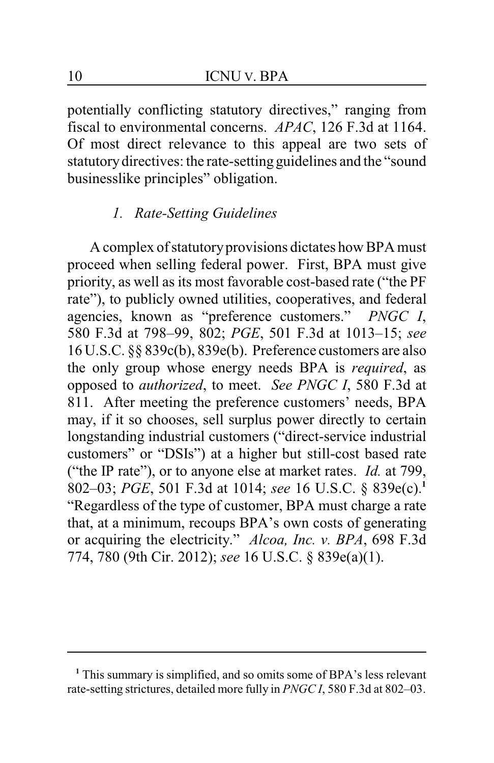potentially conflicting statutory directives," ranging from fiscal to environmental concerns. *APAC*, 126 F.3d at 1164. Of most direct relevance to this appeal are two sets of statutory directives: the rate-setting guidelines and the "sound businesslike principles" obligation.

### *1. Rate-Setting Guidelines*

A complex of statutory provisions dictates how BPA must proceed when selling federal power. First, BPA must give priority, as well as its most favorable cost-based rate ("the PF rate"), to publicly owned utilities, cooperatives, and federal agencies, known as "preference customers." *PNGC I*, 580 F.3d at 798–99, 802; *PGE*, 501 F.3d at 1013–15; *see* 16 U.S.C. §§ 839c(b), 839e(b). Preference customers are also the only group whose energy needs BPA is *required*, as opposed to *authorized*, to meet. *See PNGC I*, 580 F.3d at 811. After meeting the preference customers' needs, BPA may, if it so chooses, sell surplus power directly to certain longstanding industrial customers ("direct-service industrial customers" or "DSIs") at a higher but still-cost based rate ("the IP rate"), or to anyone else at market rates. *Id.* at 799, 802–03; *PGE*, 501 F.3d at 1014; *see* 16 U.S.C. § 839e(c).[1] "Regardless of the type of customer, BPA must charge a rate that, at a minimum, recoups BPA's own costs of generating or acquiring the electricity." *Alcoa, Inc. v. BPA*, 698 F.3d 774, 780 (9th Cir. 2012); *see* 16 U.S.C. § 839e(a)(1).

---

[1] This summary is simplified, and so omits some of BPA's less relevant rate-setting strictures, detailed more fully in *PNGC I*, 580 F.3d at 802–03.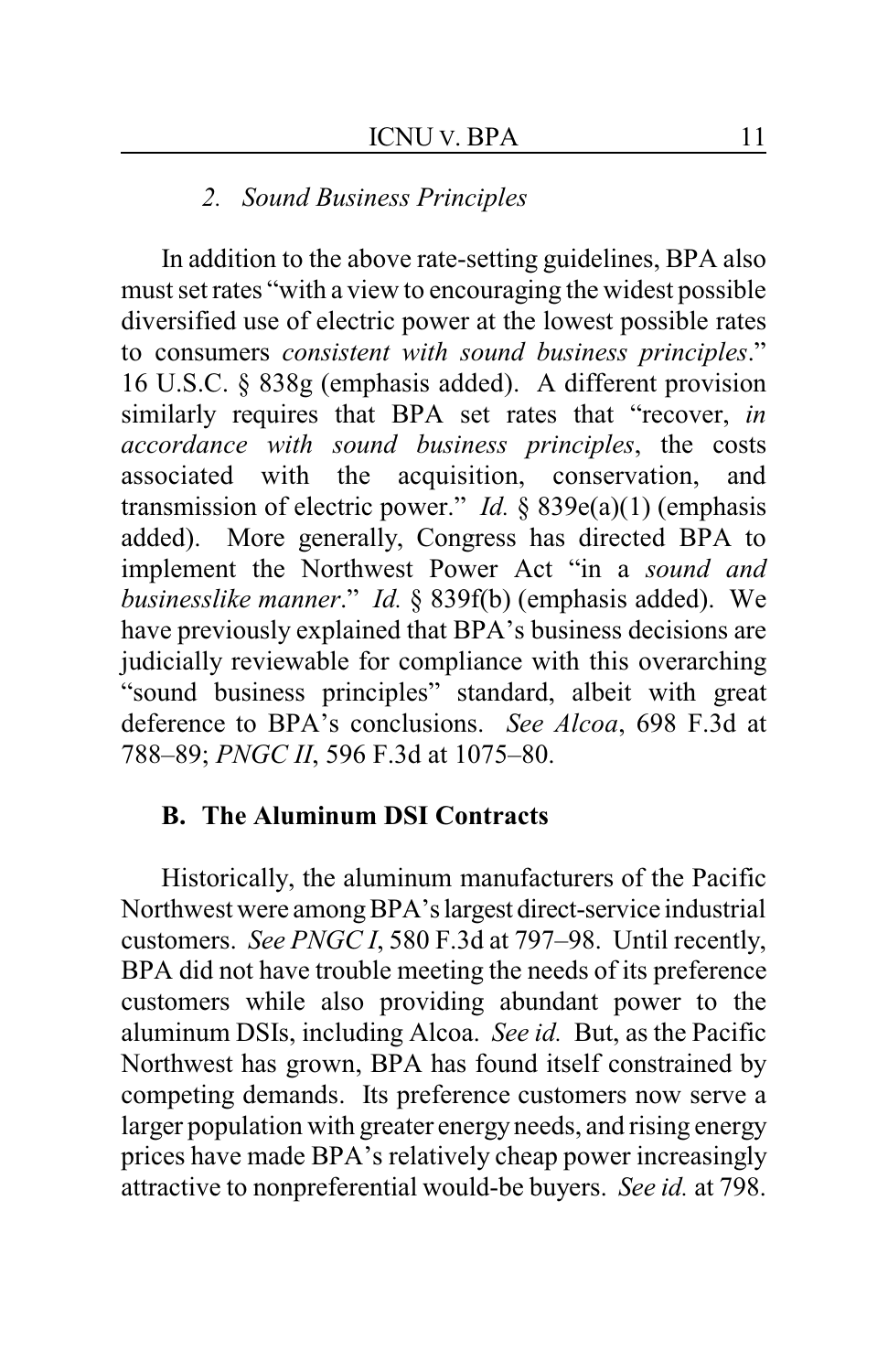### 2. *Sound Business Principles*

In addition to the above rate-setting guidelines, BPA also must set rates "with a view to encouraging the widest possible diversified use of electric power at the lowest possible rates to consumers *consistent with sound business principles*." 16 U.S.C. § 838g (emphasis added). A different provision similarly requires that BPA set rates that "recover, *in accordance with sound business principles*, the costs associated with the acquisition, conservation, and transmission of electric power." *Id.* § 839e(a)(1) (emphasis added). More generally, Congress has directed BPA to implement the Northwest Power Act "in a *sound and businesslike manner*." *Id.* § 839f(b) (emphasis added). We have previously explained that BPA's business decisions are judicially reviewable for compliance with this overarching "sound business principles" standard, albeit with great deference to BPA's conclusions. *See Alcoa*, 698 F.3d at 788–89; *PNGC II*, 596 F.3d at 1075–80.

## B. The Aluminum DSI Contracts

Historically, the aluminum manufacturers of the Pacific Northwest were among BPA's largest direct-service industrial customers. *See PNGC I*, 580 F.3d at 797–98. Until recently, BPA did not have trouble meeting the needs of its preference customers while also providing abundant power to the aluminum DSIs, including Alcoa. *See id.* But, as the Pacific Northwest has grown, BPA has found itself constrained by competing demands. Its preference customers now serve a larger population with greater energy needs, and rising energy prices have made BPA's relatively cheap power increasingly attractive to nonpreferential would-be buyers. *See id.* at 798.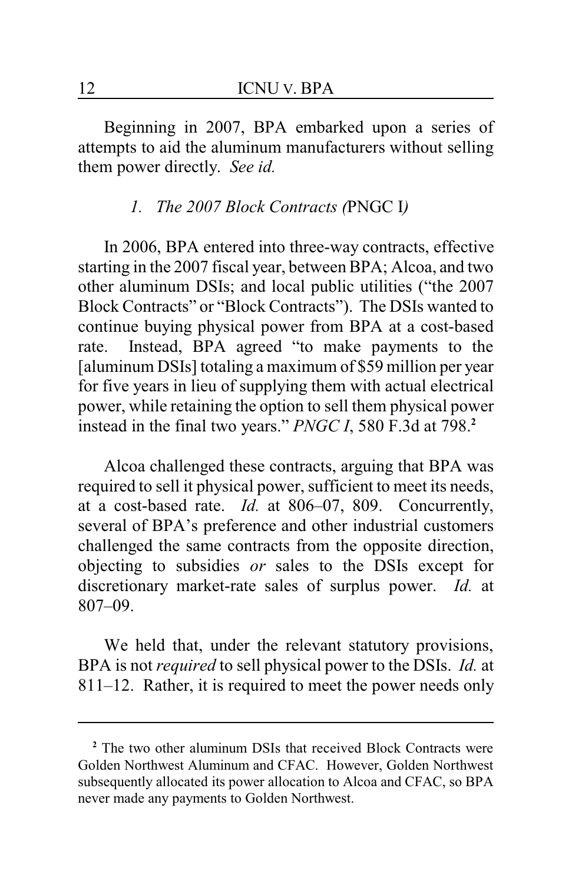Beginning in 2007, BPA embarked upon a series of attempts to aid the aluminum manufacturers without selling them power directly. *See id.*

### *1. The 2007 Block Contracts (*PNGC I*)*

In 2006, BPA entered into three-way contracts, effective starting in the 2007 fiscal year, between BPA; Alcoa, and two other aluminum DSIs; and local public utilities ("the 2007 Block Contracts" or "Block Contracts"). The DSIs wanted to continue buying physical power from BPA at a cost-based rate. Instead, BPA agreed "to make payments to the [aluminum DSIs] totaling a maximum of $59 million per year for five years in lieu of supplying them with actual electrical power, while retaining the option to sell them physical power instead in the final two years." *PNGC I*, 580 F.3d at 798.[2]

Alcoa challenged these contracts, arguing that BPA was required to sell it physical power, sufficient to meet its needs, at a cost-based rate. *Id.* at 806–07, 809. Concurrently, several of BPA's preference and other industrial customers challenged the same contracts from the opposite direction, objecting to subsidies *or* sales to the DSIs except for discretionary market-rate sales of surplus power. *Id.* at 807–09.

We held that, under the relevant statutory provisions, BPA is not *required* to sell physical power to the DSIs. *Id.* at 811–12. Rather, it is required to meet the power needs only

---

[2] The two other aluminum DSIs that received Block Contracts were Golden Northwest Aluminum and CFAC. However, Golden Northwest subsequently allocated its power allocation to Alcoa and CFAC, so BPA never made any payments to Golden Northwest.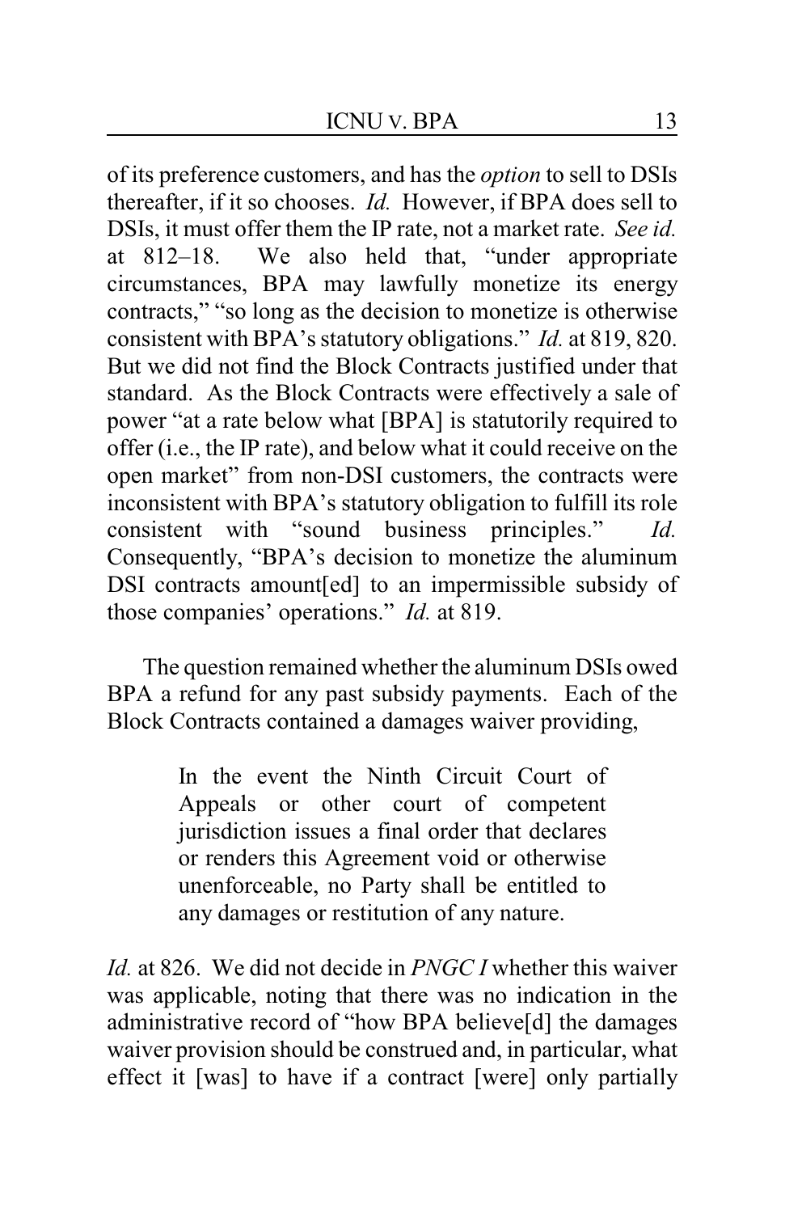of its preference customers, and has the *option* to sell to DSIs thereafter, if it so chooses. *Id.* However, if BPA does sell to DSIs, it must offer them the IP rate, not a market rate. *See id.* at 812–18. We also held that, "under appropriate circumstances, BPA may lawfully monetize its energy contracts," "so long as the decision to monetize is otherwise consistent with BPA's statutory obligations." *Id.* at 819, 820. But we did not find the Block Contracts justified under that standard. As the Block Contracts were effectively a sale of power "at a rate below what [BPA] is statutorily required to offer (i.e., the IP rate), and below what it could receive on the open market" from non-DSI customers, the contracts were inconsistent with BPA's statutory obligation to fulfill its role consistent with "sound business principles." *Id.* Consequently, "BPA's decision to monetize the aluminum DSI contracts amount[ed] to an impermissible subsidy of those companies' operations." *Id.* at 819.

The question remained whether the aluminum DSIs owed BPA a refund for any past subsidy payments. Each of the Block Contracts contained a damages waiver providing,

> In the event the Ninth Circuit Court of Appeals or other court of competent jurisdiction issues a final order that declares or renders this Agreement void or otherwise unenforceable, no Party shall be entitled to any damages or restitution of any nature.

*Id.* at 826. We did not decide in *PNGC I* whether this waiver was applicable, noting that there was no indication in the administrative record of "how BPA believe[d] the damages waiver provision should be construed and, in particular, what effect it [was] to have if a contract [were] only partially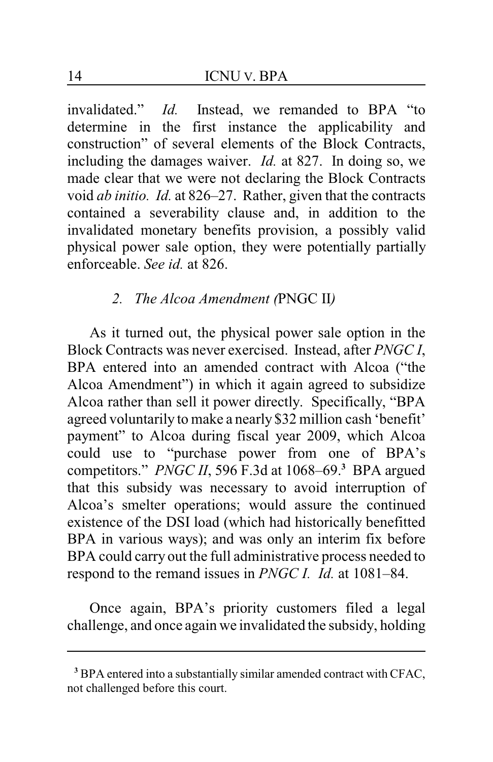invalidated." *Id.* Instead, we remanded to BPA "to determine in the first instance the applicability and construction" of several elements of the Block Contracts, including the damages waiver. *Id.* at 827. In doing so, we made clear that we were not declaring the Block Contracts void *ab initio.* *Id.* at 826–27. Rather, given that the contracts contained a severability clause and, in addition to the invalidated monetary benefits provision, a possibly valid physical power sale option, they were potentially partially enforceable. *See id.* at 826.

### *2. The Alcoa Amendment (*PNGC II*)*

As it turned out, the physical power sale option in the Block Contracts was never exercised. Instead, after *PNGC I*, BPA entered into an amended contract with Alcoa ("the Alcoa Amendment") in which it again agreed to subsidize Alcoa rather than sell it power directly. Specifically, "BPA agreed voluntarily to make a nearly $32 million cash 'benefit' payment" to Alcoa during fiscal year 2009, which Alcoa could use to "purchase power from one of BPA's competitors." *PNGC II*, 596 F.3d at 1068–69.[3] BPA argued that this subsidy was necessary to avoid interruption of Alcoa's smelter operations; would assure the continued existence of the DSI load (which had historically benefitted BPA in various ways); and was only an interim fix before BPA could carry out the full administrative process needed to respond to the remand issues in *PNGC I*. *Id.* at 1081–84.

Once again, BPA's priority customers filed a legal challenge, and once again we invalidated the subsidy, holding

---

[3] BPA entered into a substantially similar amended contract with CFAC, not challenged before this court.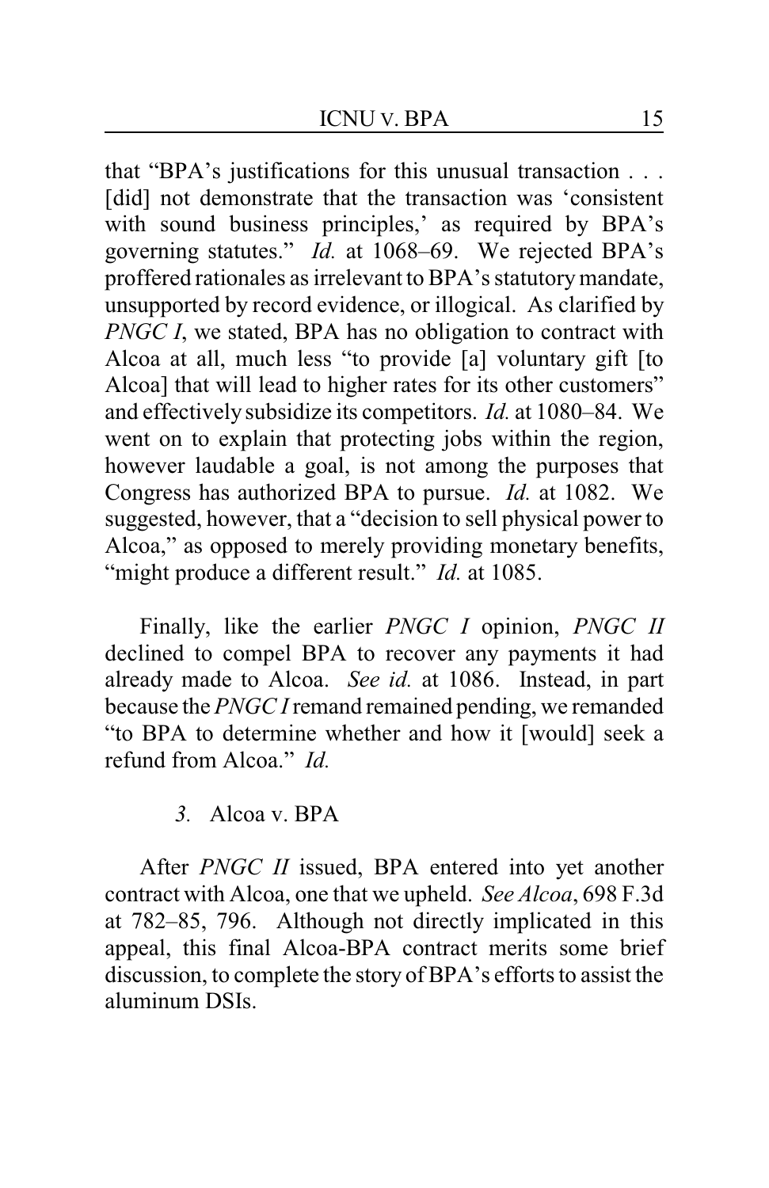that "BPA's justifications for this unusual transaction . . . [did] not demonstrate that the transaction was 'consistent with sound business principles,' as required by BPA's governing statutes." *Id.* at 1068–69. We rejected BPA's proffered rationales as irrelevant to BPA's statutory mandate, unsupported by record evidence, or illogical. As clarified by *PNGC I*, we stated, BPA has no obligation to contract with Alcoa at all, much less "to provide [a] voluntary gift [to Alcoa] that will lead to higher rates for its other customers" and effectively subsidize its competitors. *Id.* at 1080–84. We went on to explain that protecting jobs within the region, however laudable a goal, is not among the purposes that Congress has authorized BPA to pursue. *Id.* at 1082. We suggested, however, that a "decision to sell physical power to Alcoa," as opposed to merely providing monetary benefits, "might produce a different result." *Id.* at 1085.

Finally, like the earlier *PNGC I* opinion, *PNGC II* declined to compel BPA to recover any payments it had already made to Alcoa. *See id.* at 1086. Instead, in part because the *PNGC I* remand remained pending, we remanded "to BPA to determine whether and how it [would] seek a refund from Alcoa." *Id.*

### *3.* Alcoa v. BPA

After *PNGC II* issued, BPA entered into yet another contract with Alcoa, one that we upheld. *See Alcoa*, 698 F.3d at 782–85, 796. Although not directly implicated in this appeal, this final Alcoa-BPA contract merits some brief discussion, to complete the story of BPA's efforts to assist the aluminum DSIs.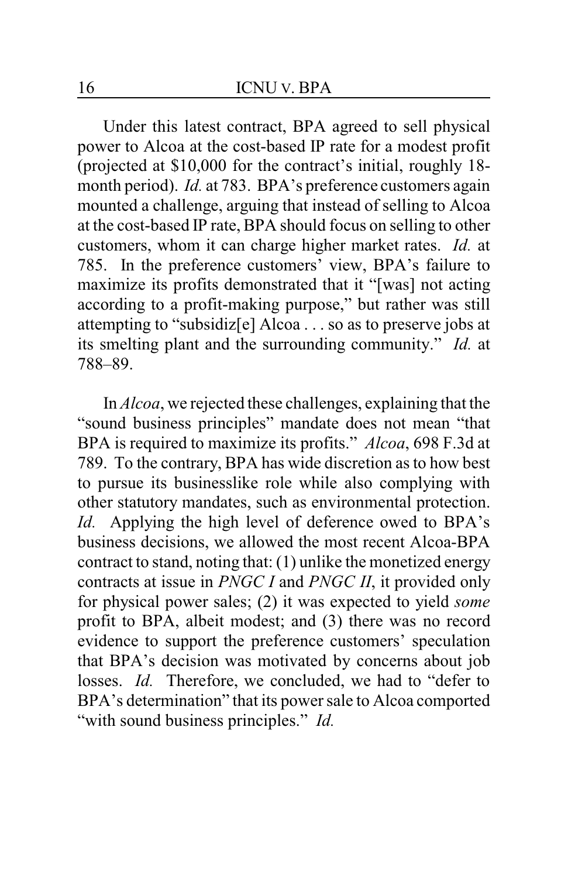Under this latest contract, BPA agreed to sell physical power to Alcoa at the cost-based IP rate for a modest profit (projected at $10,000 for the contract's initial, roughly 18-month period). *Id.* at 783. BPA's preference customers again mounted a challenge, arguing that instead of selling to Alcoa at the cost-based IP rate, BPA should focus on selling to other customers, whom it can charge higher market rates. *Id.* at 785. In the preference customers' view, BPA's failure to maximize its profits demonstrated that it "[was] not acting according to a profit-making purpose," but rather was still attempting to "subsidiz[e] Alcoa . . . so as to preserve jobs at its smelting plant and the surrounding community." *Id.* at 788–89.

In *Alcoa*, we rejected these challenges, explaining that the "sound business principles" mandate does not mean "that BPA is required to maximize its profits." *Alcoa*, 698 F.3d at 789. To the contrary, BPA has wide discretion as to how best to pursue its businesslike role while also complying with other statutory mandates, such as environmental protection. *Id.* Applying the high level of deference owed to BPA's business decisions, we allowed the most recent Alcoa-BPA contract to stand, noting that: (1) unlike the monetized energy contracts at issue in *PNGC I* and *PNGC II*, it provided only for physical power sales; (2) it was expected to yield *some* profit to BPA, albeit modest; and (3) there was no record evidence to support the preference customers' speculation that BPA's decision was motivated by concerns about job losses. *Id.* Therefore, we concluded, we had to "defer to BPA's determination" that its power sale to Alcoa comported "with sound business principles." *Id.*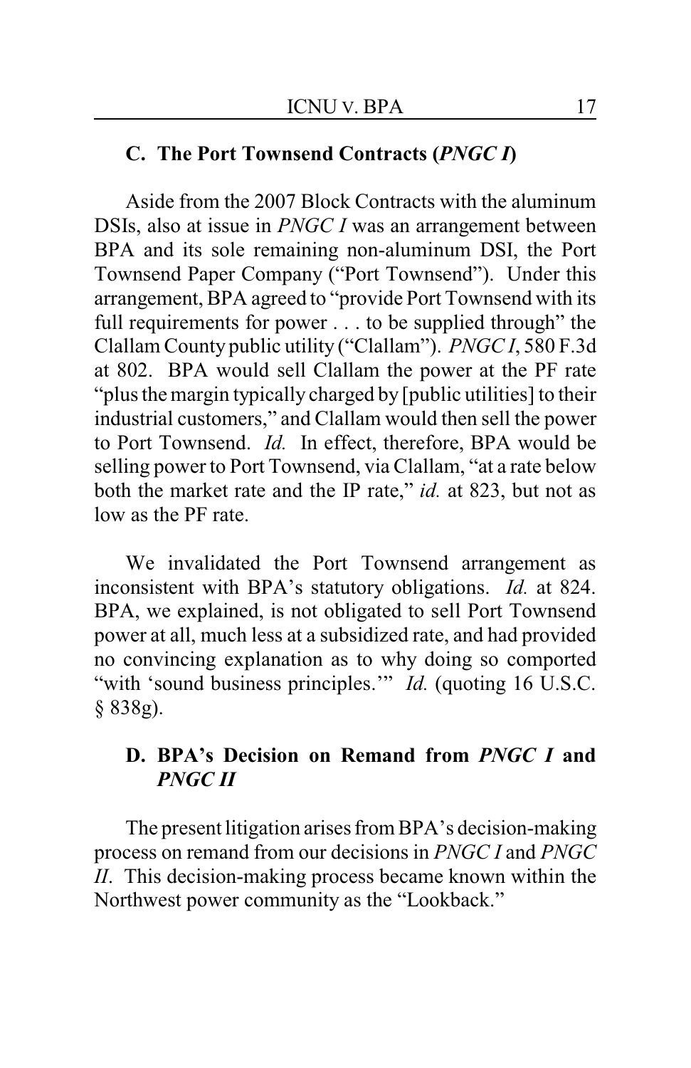### C. The Port Townsend Contracts (*PNGC I*)

Aside from the 2007 Block Contracts with the aluminum DSIs, also at issue in *PNGC I* was an arrangement between BPA and its sole remaining non-aluminum DSI, the Port Townsend Paper Company ("Port Townsend"). Under this arrangement, BPA agreed to "provide Port Townsend with its full requirements for power . . . to be supplied through" the Clallam County public utility ("Clallam"). *PNGC I*, 580 F.3d at 802. BPA would sell Clallam the power at the PF rate "plus the margin typically charged by [public utilities] to their industrial customers," and Clallam would then sell the power to Port Townsend. *Id.* In effect, therefore, BPA would be selling power to Port Townsend, via Clallam, "at a rate below both the market rate and the IP rate," *id.* at 823, but not as low as the PF rate.

We invalidated the Port Townsend arrangement as inconsistent with BPA's statutory obligations. *Id.* at 824. BPA, we explained, is not obligated to sell Port Townsend power at all, much less at a subsidized rate, and had provided no convincing explanation as to why doing so comported "with 'sound business principles.'" *Id.* (quoting 16 U.S.C. § 838g).

### D. BPA's Decision on Remand from *PNGC I* and *PNGC II*

The present litigation arises from BPA's decision-making process on remand from our decisions in *PNGC I* and *PNGC II*. This decision-making process became known within the Northwest power community as the "Lookback."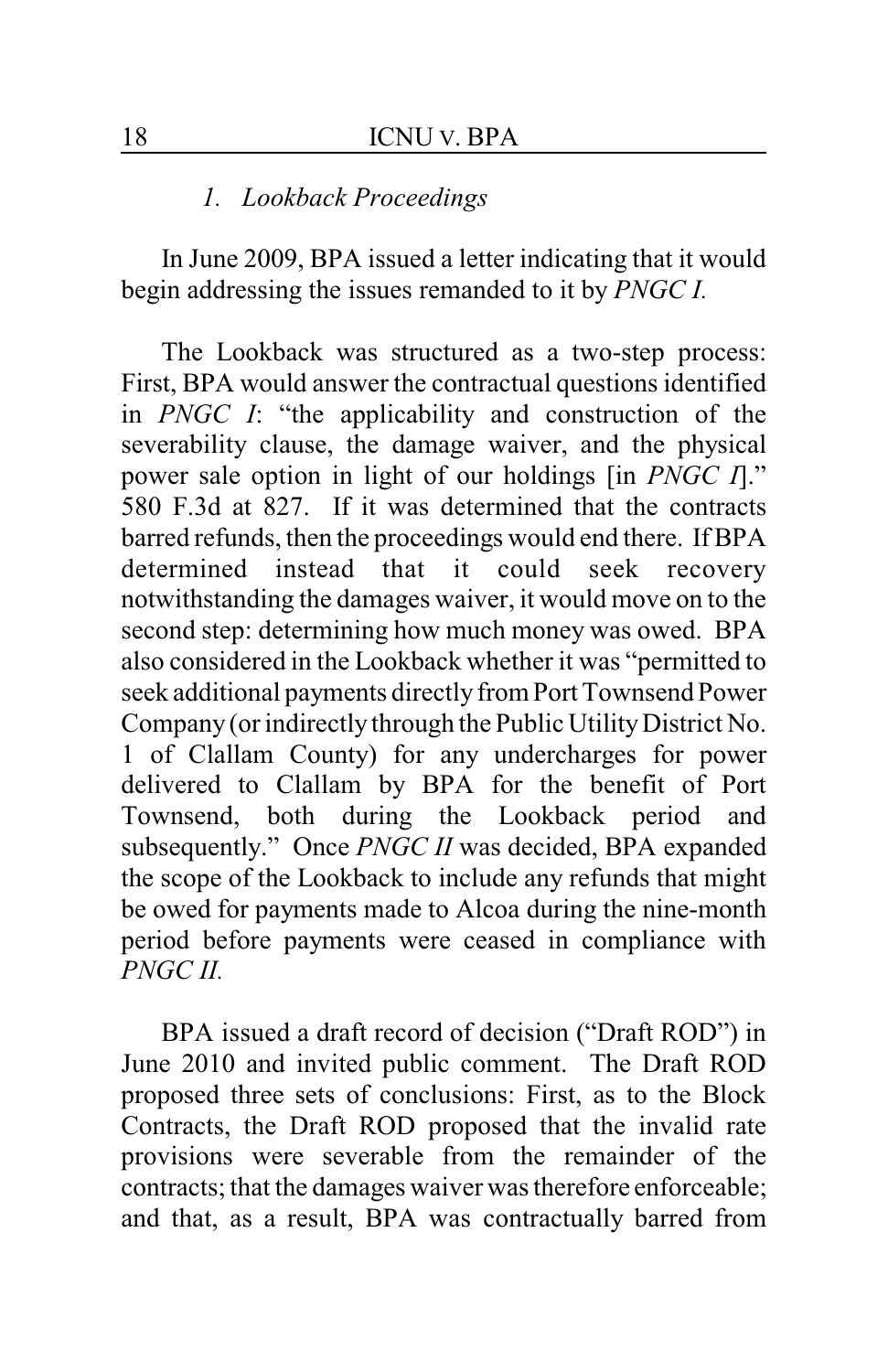### *1. Lookback Proceedings*

In June 2009, BPA issued a letter indicating that it would begin addressing the issues remanded to it by *PNGC I*.

The Lookback was structured as a two-step process: First, BPA would answer the contractual questions identified in *PNGC I*: "the applicability and construction of the severability clause, the damage waiver, and the physical power sale option in light of our holdings [in *PNGC I*]." 580 F.3d at 827. If it was determined that the contracts barred refunds, then the proceedings would end there. If BPA determined instead that it could seek recovery notwithstanding the damages waiver, it would move on to the second step: determining how much money was owed. BPA also considered in the Lookback whether it was "permitted to seek additional payments directly from Port Townsend Power Company (or indirectly through the Public Utility District No. 1 of Clallam County) for any undercharges for power delivered to Clallam by BPA for the benefit of Port Townsend, both during the Lookback period and subsequently." Once *PNGC II* was decided, BPA expanded the scope of the Lookback to include any refunds that might be owed for payments made to Alcoa during the nine-month period before payments were ceased in compliance with *PNGC II*.

BPA issued a draft record of decision ("Draft ROD") in June 2010 and invited public comment. The Draft ROD proposed three sets of conclusions: First, as to the Block Contracts, the Draft ROD proposed that the invalid rate provisions were severable from the remainder of the contracts; that the damages waiver was therefore enforceable; and that, as a result, BPA was contractually barred from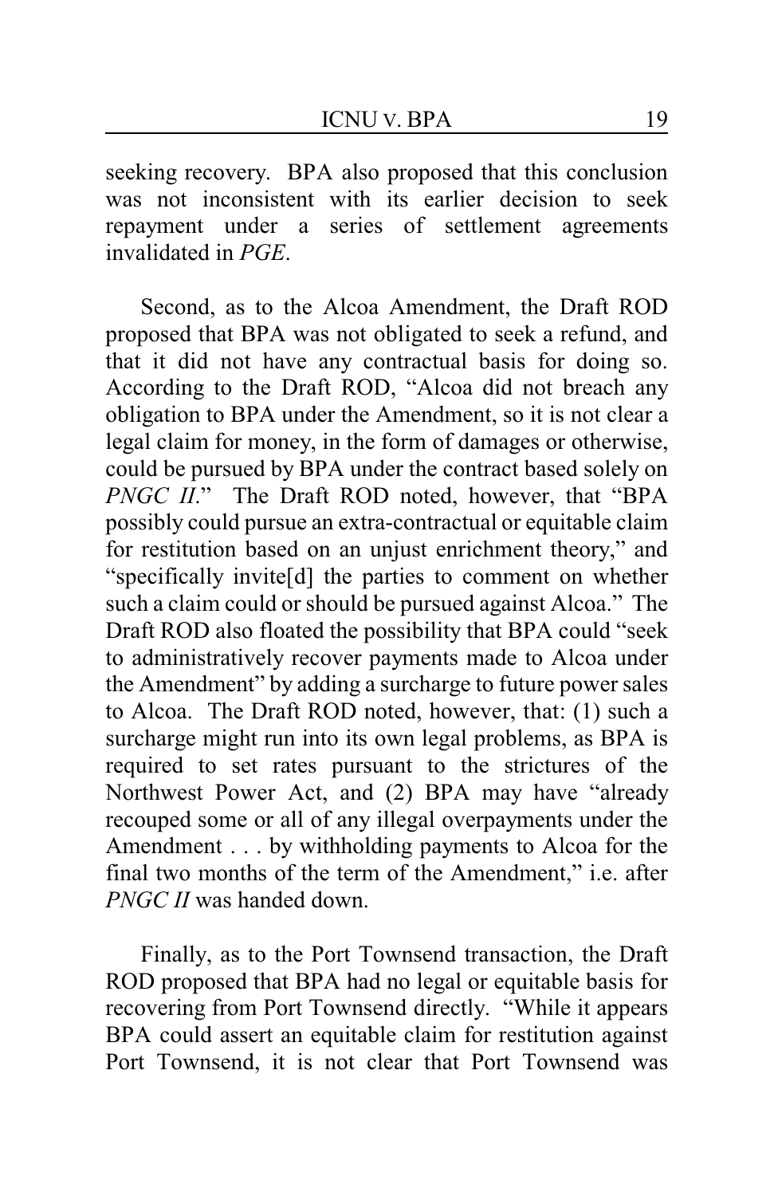seeking recovery. BPA also proposed that this conclusion was not inconsistent with its earlier decision to seek repayment under a series of settlement agreements invalidated in *PGE*.

Second, as to the Alcoa Amendment, the Draft ROD proposed that BPA was not obligated to seek a refund, and that it did not have any contractual basis for doing so. According to the Draft ROD, "Alcoa did not breach any obligation to BPA under the Amendment, so it is not clear a legal claim for money, in the form of damages or otherwise, could be pursued by BPA under the contract based solely on *PNGC II*." The Draft ROD noted, however, that "BPA possibly could pursue an extra-contractual or equitable claim for restitution based on an unjust enrichment theory," and "specifically invite[d] the parties to comment on whether such a claim could or should be pursued against Alcoa." The Draft ROD also floated the possibility that BPA could "seek to administratively recover payments made to Alcoa under the Amendment" by adding a surcharge to future power sales to Alcoa. The Draft ROD noted, however, that: (1) such a surcharge might run into its own legal problems, as BPA is required to set rates pursuant to the strictures of the Northwest Power Act, and (2) BPA may have "already recouped some or all of any illegal overpayments under the Amendment . . . by withholding payments to Alcoa for the final two months of the term of the Amendment," i.e. after *PNGC II* was handed down.

Finally, as to the Port Townsend transaction, the Draft ROD proposed that BPA had no legal or equitable basis for recovering from Port Townsend directly. "While it appears BPA could assert an equitable claim for restitution against Port Townsend, it is not clear that Port Townsend was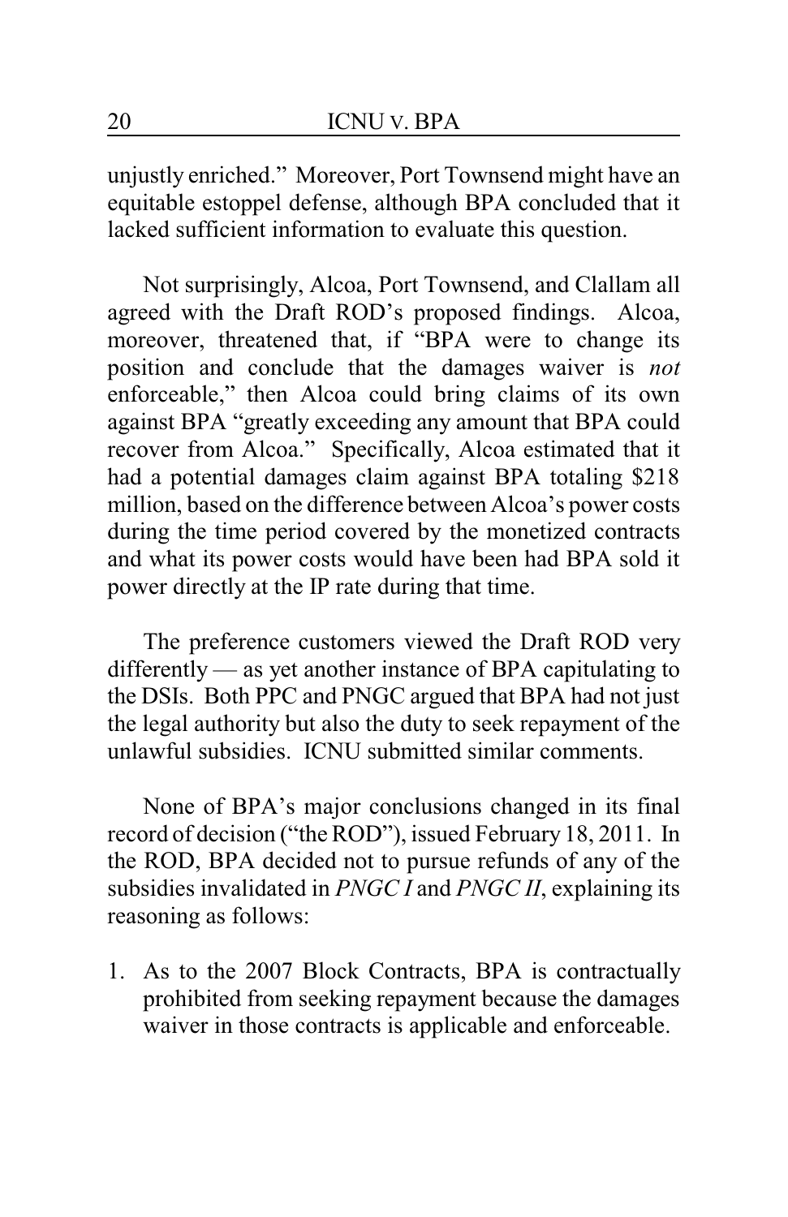unjustly enriched." Moreover, Port Townsend might have an equitable estoppel defense, although BPA concluded that it lacked sufficient information to evaluate this question.

Not surprisingly, Alcoa, Port Townsend, and Clallam all agreed with the Draft ROD's proposed findings. Alcoa, moreover, threatened that, if "BPA were to change its position and conclude that the damages waiver is *not* enforceable," then Alcoa could bring claims of its own against BPA "greatly exceeding any amount that BPA could recover from Alcoa." Specifically, Alcoa estimated that it had a potential damages claim against BPA totaling $218 million, based on the difference between Alcoa's power costs during the time period covered by the monetized contracts and what its power costs would have been had BPA sold it power directly at the IP rate during that time.

The preference customers viewed the Draft ROD very differently — as yet another instance of BPA capitulating to the DSIs. Both PPC and PNGC argued that BPA had not just the legal authority but also the duty to seek repayment of the unlawful subsidies. ICNU submitted similar comments.

None of BPA's major conclusions changed in its final record of decision ("the ROD"), issued February 18, 2011. In the ROD, BPA decided not to pursue refunds of any of the subsidies invalidated in *PNGC I* and *PNGC II*, explaining its reasoning as follows:

1. As to the 2007 Block Contracts, BPA is contractually prohibited from seeking repayment because the damages waiver in those contracts is applicable and enforceable.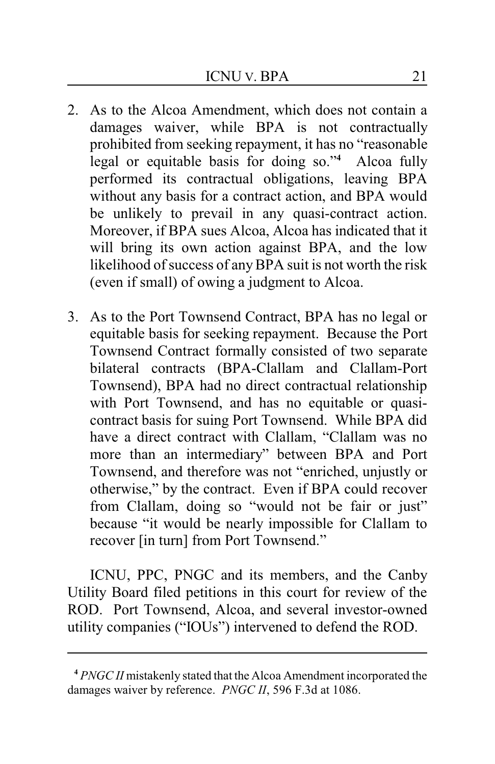2. As to the Alcoa Amendment, which does not contain a damages waiver, while BPA is not contractually prohibited from seeking repayment, it has no "reasonable legal or equitable basis for doing so."[4] Alcoa fully performed its contractual obligations, leaving BPA without any basis for a contract action, and BPA would be unlikely to prevail in any quasi-contract action. Moreover, if BPA sues Alcoa, Alcoa has indicated that it will bring its own action against BPA, and the low likelihood of success of any BPA suit is not worth the risk (even if small) of owing a judgment to Alcoa.

3. As to the Port Townsend Contract, BPA has no legal or equitable basis for seeking repayment. Because the Port Townsend Contract formally consisted of two separate bilateral contracts (BPA-Clallam and Clallam-Port Townsend), BPA had no direct contractual relationship with Port Townsend, and has no equitable or quasi-contract basis for suing Port Townsend. While BPA did have a direct contract with Clallam, "Clallam was no more than an intermediary" between BPA and Port Townsend, and therefore was not "enriched, unjustly or otherwise," by the contract. Even if BPA could recover from Clallam, doing so "would not be fair or just" because "it would be nearly impossible for Clallam to recover [in turn] from Port Townsend."

ICNU, PPC, PNGC and its members, and the Canby Utility Board filed petitions in this court for review of the ROD. Port Townsend, Alcoa, and several investor-owned utility companies ("IOUs") intervened to defend the ROD.

---

[4] *PNGC II* mistakenly stated that the Alcoa Amendment incorporated the damages waiver by reference. *PNGC II*, 596 F.3d at 1086.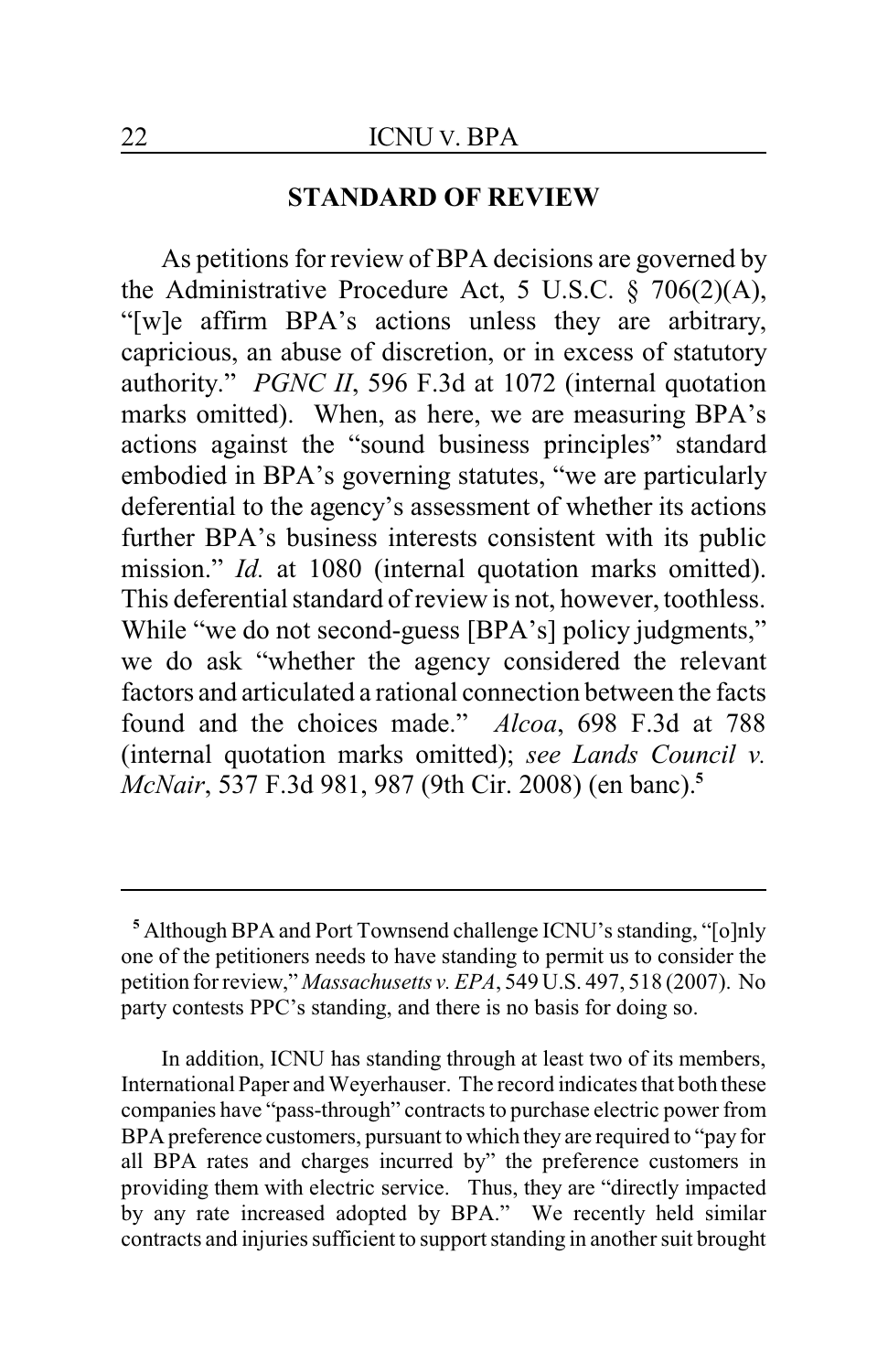## STANDARD OF REVIEW

As petitions for review of BPA decisions are governed by the Administrative Procedure Act, 5 U.S.C. § 706(2)(A), "[w]e affirm BPA's actions unless they are arbitrary, capricious, an abuse of discretion, or in excess of statutory authority." *PGNC II*, 596 F.3d at 1072 (internal quotation marks omitted). When, as here, we are measuring BPA's actions against the "sound business principles" standard embodied in BPA's governing statutes, "we are particularly deferential to the agency's assessment of whether its actions further BPA's business interests consistent with its public mission." *Id.* at 1080 (internal quotation marks omitted). This deferential standard of review is not, however, toothless. While "we do not second-guess [BPA's] policy judgments," we do ask "whether the agency considered the relevant factors and articulated a rational connection between the facts found and the choices made." *Alcoa*, 698 F.3d at 788 (internal quotation marks omitted); *see Lands Council v. McNair*, 537 F.3d 981, 987 (9th Cir. 2008) (en banc).[5]

---

[5] Although BPA and Port Townsend challenge ICNU's standing, "[o]nly one of the petitioners needs to have standing to permit us to consider the petition for review," *Massachusetts v. EPA*, 549 U.S. 497, 518 (2007). No party contests PPC's standing, and there is no basis for doing so.

In addition, ICNU has standing through at least two of its members, International Paper and Weyerhauser. The record indicates that both these companies have "pass-through" contracts to purchase electric power from BPA preference customers, pursuant to which they are required to "pay for all BPA rates and charges incurred by" the preference customers in providing them with electric service. Thus, they are "directly impacted by any rate increased adopted by BPA." We recently held similar contracts and injuries sufficient to support standing in another suit brought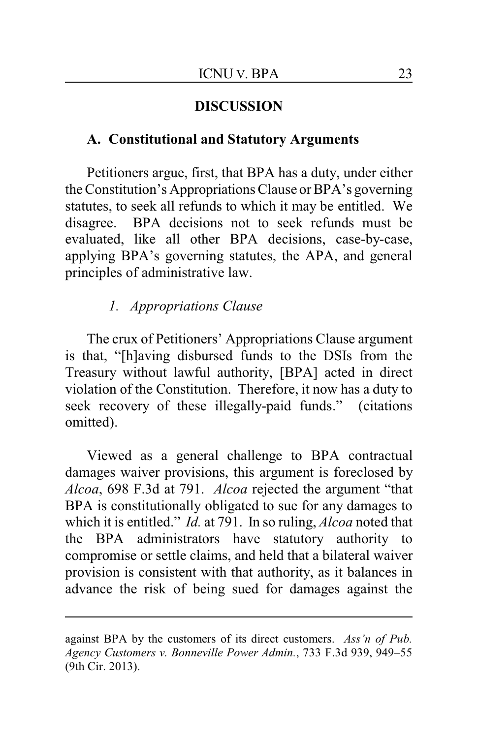## DISCUSSION

### A. Constitutional and Statutory Arguments

Petitioners argue, first, that BPA has a duty, under either the Constitution's Appropriations Clause or BPA's governing statutes, to seek all refunds to which it may be entitled. We disagree. BPA decisions not to seek refunds must be evaluated, like all other BPA decisions, case-by-case, applying BPA's governing statutes, the APA, and general principles of administrative law.

#### *1. Appropriations Clause*

The crux of Petitioners' Appropriations Clause argument is that, "[h]aving disbursed funds to the DSIs from the Treasury without lawful authority, [BPA] acted in direct violation of the Constitution. Therefore, it now has a duty to seek recovery of these illegally-paid funds." (citations omitted).

Viewed as a general challenge to BPA contractual damages waiver provisions, this argument is foreclosed by *Alcoa*, 698 F.3d at 791. *Alcoa* rejected the argument "that BPA is constitutionally obligated to sue for any damages to which it is entitled." *Id.* at 791. In so ruling, *Alcoa* noted that the BPA administrators have statutory authority to compromise or settle claims, and held that a bilateral waiver provision is consistent with that authority, as it balances in advance the risk of being sued for damages against the

---

against BPA by the customers of its direct customers. *Ass'n of Pub. Agency Customers v. Bonneville Power Admin.*, 733 F.3d 939, 949–55 (9th Cir. 2013).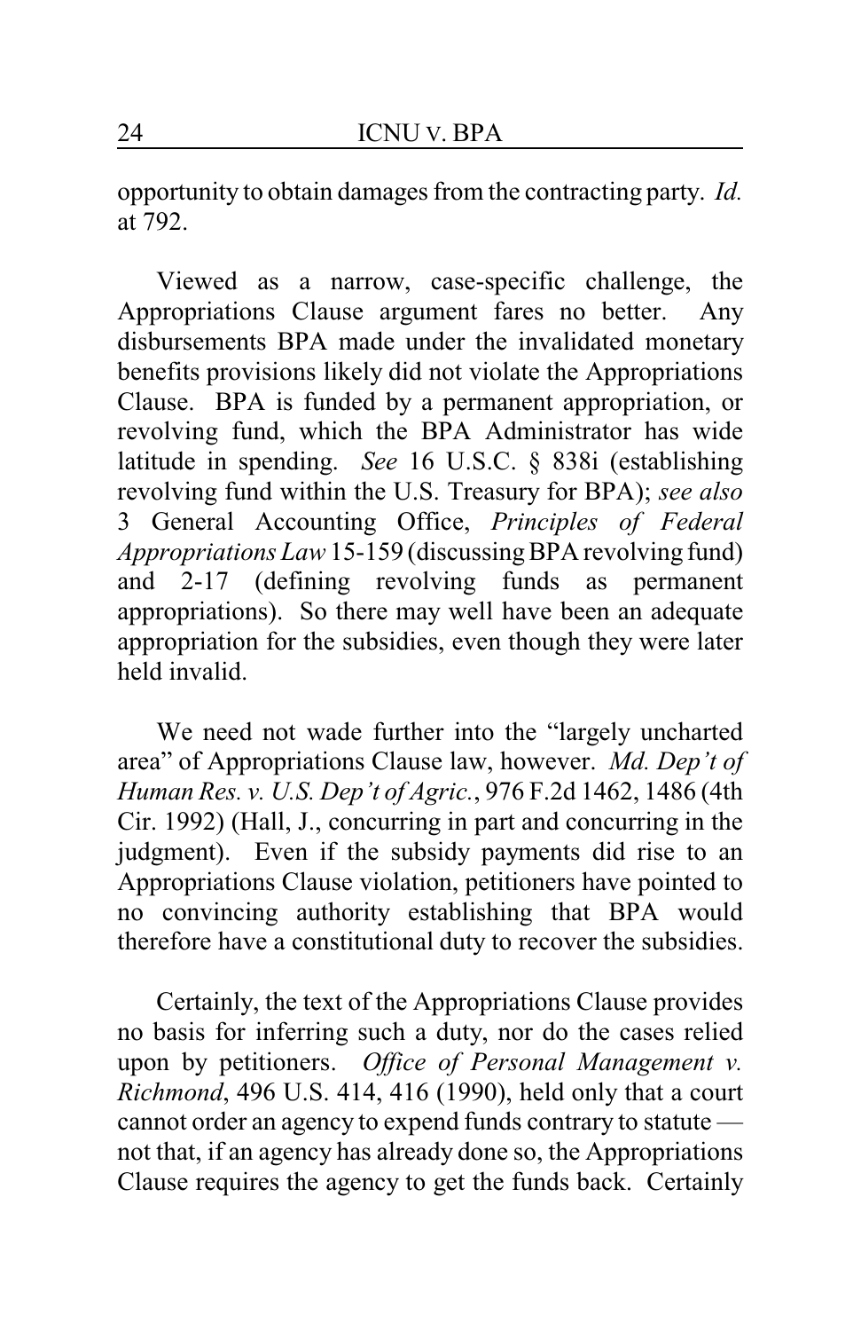opportunity to obtain damages from the contracting party. *Id.* at 792.

Viewed as a narrow, case-specific challenge, the Appropriations Clause argument fares no better. Any disbursements BPA made under the invalidated monetary benefits provisions likely did not violate the Appropriations Clause. BPA is funded by a permanent appropriation, or revolving fund, which the BPA Administrator has wide latitude in spending. *See* 16 U.S.C. § 838i (establishing revolving fund within the U.S. Treasury for BPA); *see also* 3 General Accounting Office, *Principles of Federal Appropriations Law* 15-159 (discussing BPA revolving fund) and 2-17 (defining revolving funds as permanent appropriations). So there may well have been an adequate appropriation for the subsidies, even though they were later held invalid.

We need not wade further into the "largely uncharted area" of Appropriations Clause law, however. *Md. Dep't of Human Res. v. U.S. Dep't of Agric.*, 976 F.2d 1462, 1486 (4th Cir. 1992) (Hall, J., concurring in part and concurring in the judgment). Even if the subsidy payments did rise to an Appropriations Clause violation, petitioners have pointed to no convincing authority establishing that BPA would therefore have a constitutional duty to recover the subsidies.

Certainly, the text of the Appropriations Clause provides no basis for inferring such a duty, nor do the cases relied upon by petitioners. *Office of Personal Management v. Richmond*, 496 U.S. 414, 416 (1990), held only that a court cannot order an agency to expend funds contrary to statute — not that, if an agency has already done so, the Appropriations Clause requires the agency to get the funds back. Certainly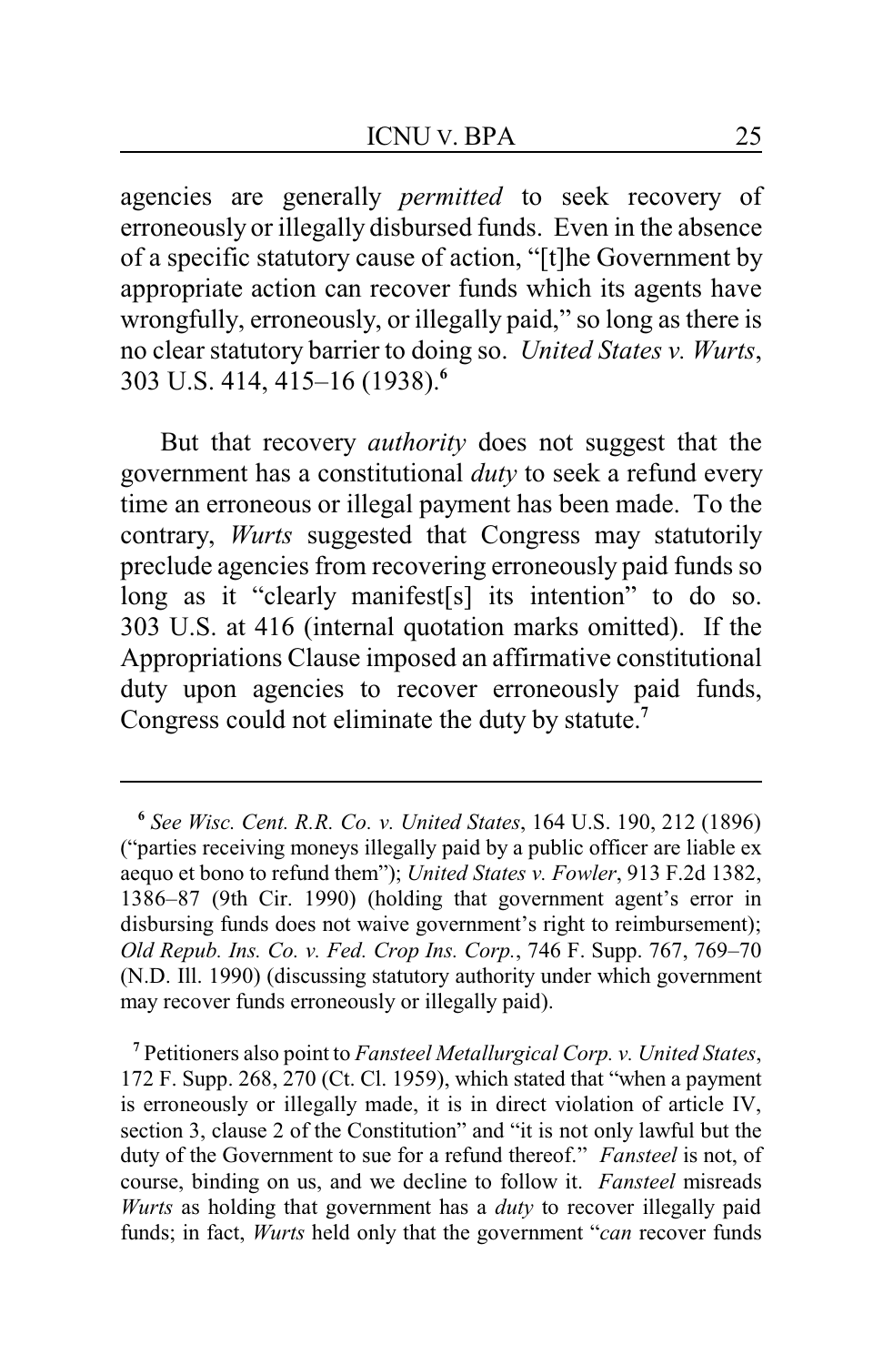agencies are generally *permitted* to seek recovery of erroneously or illegally disbursed funds. Even in the absence of a specific statutory cause of action, "[t]he Government by appropriate action can recover funds which its agents have wrongfully, erroneously, or illegally paid," so long as there is no clear statutory barrier to doing so. *United States v. Wurts*, 303 U.S. 414, 415–16 (1938).[6]

But that recovery *authority* does not suggest that the government has a constitutional *duty* to seek a refund every time an erroneous or illegal payment has been made. To the contrary, *Wurts* suggested that Congress may statutorily preclude agencies from recovering erroneously paid funds so long as it "clearly manifest[s] its intention" to do so. 303 U.S. at 416 (internal quotation marks omitted). If the Appropriations Clause imposed an affirmative constitutional duty upon agencies to recover erroneously paid funds, Congress could not eliminate the duty by statute.[7]

---

[6] *See Wisc. Cent. R.R. Co. v. United States*, 164 U.S. 190, 212 (1896) ("parties receiving moneys illegally paid by a public officer are liable ex aequo et bono to refund them"); *United States v. Fowler*, 913 F.2d 1382, 1386–87 (9th Cir. 1990) (holding that government agent's error in disbursing funds does not waive government's right to reimbursement); *Old Repub. Ins. Co. v. Fed. Crop Ins. Corp.*, 746 F. Supp. 767, 769–70 (N.D. Ill. 1990) (discussing statutory authority under which government may recover funds erroneously or illegally paid).

[7] Petitioners also point to *Fansteel Metallurgical Corp. v. United States*, 172 F. Supp. 268, 270 (Ct. Cl. 1959), which stated that "when a payment is erroneously or illegally made, it is in direct violation of article IV, section 3, clause 2 of the Constitution" and "it is not only lawful but the duty of the Government to sue for a refund thereof." *Fansteel* is not, of course, binding on us, and we decline to follow it. *Fansteel* misreads *Wurts* as holding that government has a *duty* to recover illegally paid funds; in fact, *Wurts* held only that the government "*can* recover funds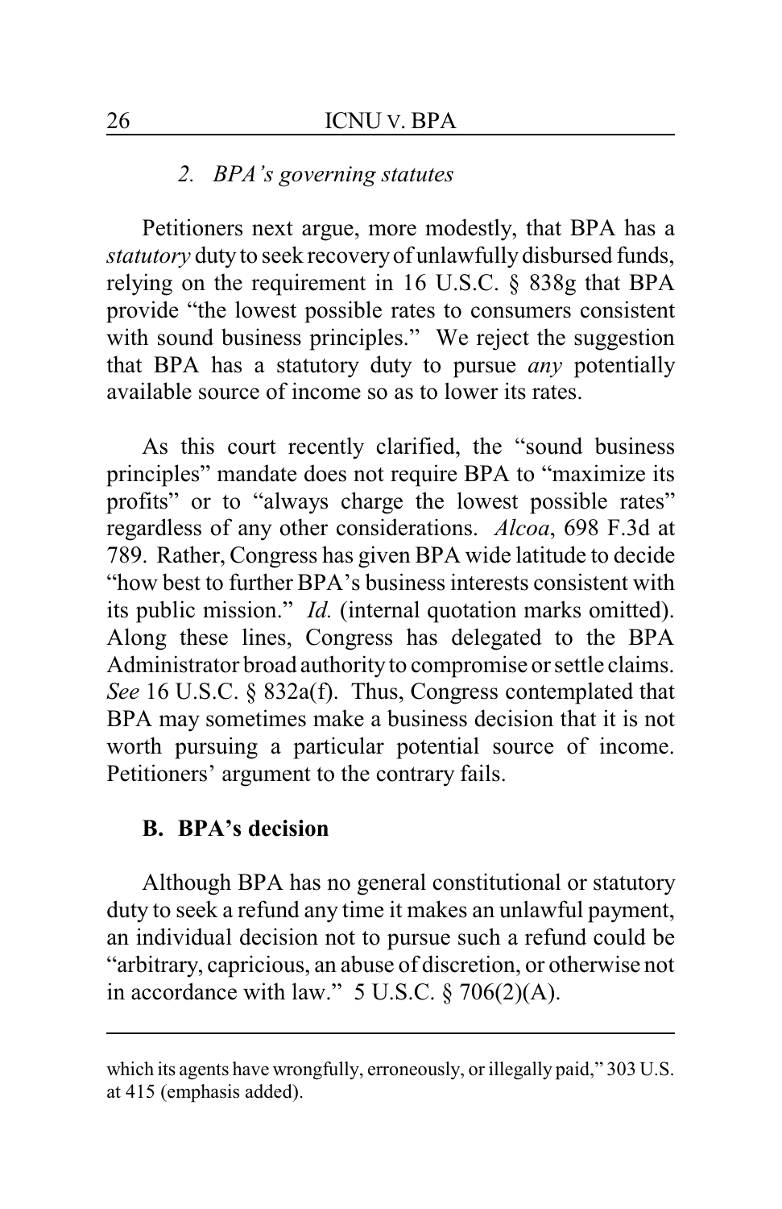### *2. BPA's governing statutes*

Petitioners next argue, more modestly, that BPA has a *statutory* duty to seek recovery of unlawfully disbursed funds, relying on the requirement in 16 U.S.C. § 838g that BPA provide "the lowest possible rates to consumers consistent with sound business principles." We reject the suggestion that BPA has a statutory duty to pursue *any* potentially available source of income so as to lower its rates.

As this court recently clarified, the "sound business principles" mandate does not require BPA to "maximize its profits" or to "always charge the lowest possible rates" regardless of any other considerations. *Alcoa*, 698 F.3d at 789. Rather, Congress has given BPA wide latitude to decide "how best to further BPA's business interests consistent with its public mission." *Id.* (internal quotation marks omitted). Along these lines, Congress has delegated to the BPA Administrator broad authority to compromise or settle claims. *See* 16 U.S.C. § 832a(f). Thus, Congress contemplated that BPA may sometimes make a business decision that it is not worth pursuing a particular potential source of income. Petitioners' argument to the contrary fails.

## B. BPA's decision

Although BPA has no general constitutional or statutory duty to seek a refund any time it makes an unlawful payment, an individual decision not to pursue such a refund could be "arbitrary, capricious, an abuse of discretion, or otherwise not in accordance with law." 5 U.S.C. § 706(2)(A).

---

which its agents have wrongfully, erroneously, or illegally paid," 303 U.S. at 415 (emphasis added).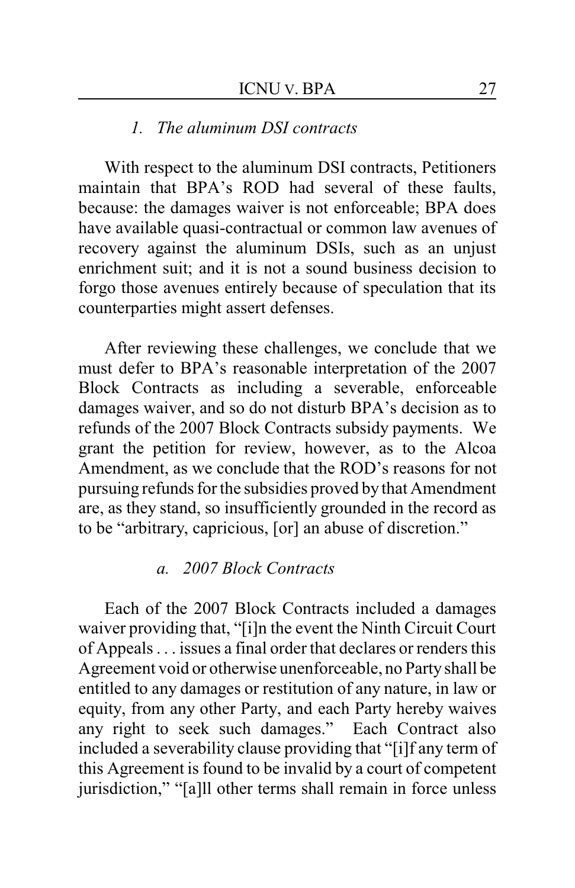### *1. The aluminum DSI contracts*

With respect to the aluminum DSI contracts, Petitioners maintain that BPA's ROD had several of these faults, because: the damages waiver is not enforceable; BPA does have available quasi-contractual or common law avenues of recovery against the aluminum DSIs, such as an unjust enrichment suit; and it is not a sound business decision to forgo those avenues entirely because of speculation that its counterparties might assert defenses.

After reviewing these challenges, we conclude that we must defer to BPA's reasonable interpretation of the 2007 Block Contracts as including a severable, enforceable damages waiver, and so do not disturb BPA's decision as to refunds of the 2007 Block Contracts subsidy payments. We grant the petition for review, however, as to the Alcoa Amendment, as we conclude that the ROD's reasons for not pursuing refunds for the subsidies proved by that Amendment are, as they stand, so insufficiently grounded in the record as to be "arbitrary, capricious, [or] an abuse of discretion."

#### *a. 2007 Block Contracts*

Each of the 2007 Block Contracts included a damages waiver providing that, "[i]n the event the Ninth Circuit Court of Appeals . . . issues a final order that declares or renders this Agreement void or otherwise unenforceable, no Party shall be entitled to any damages or restitution of any nature, in law or equity, from any other Party, and each Party hereby waives any right to seek such damages." Each Contract also included a severability clause providing that "[i]f any term of this Agreement is found to be invalid by a court of competent jurisdiction," "[a]ll other terms shall remain in force unless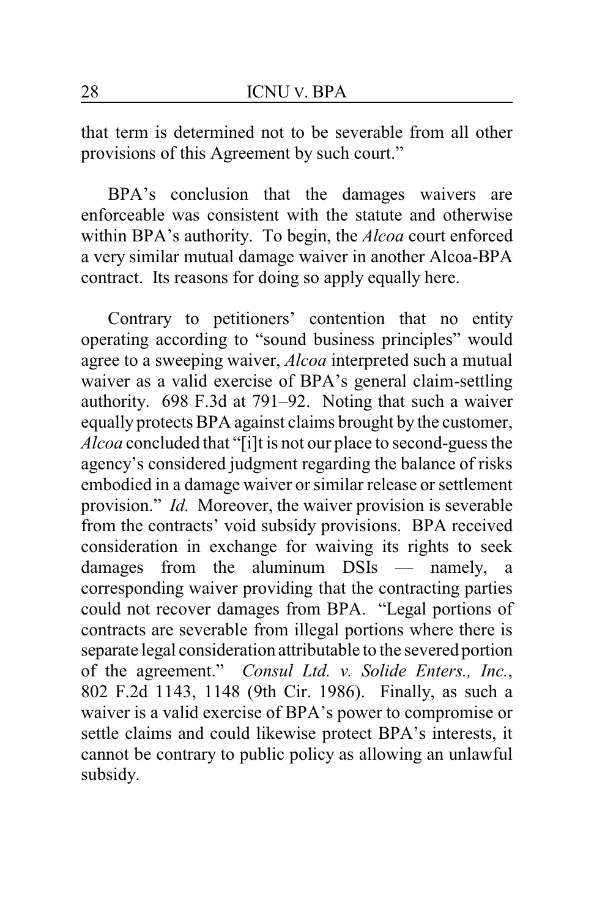that term is determined not to be severable from all other provisions of this Agreement by such court."

BPA's conclusion that the damages waivers are enforceable was consistent with the statute and otherwise within BPA's authority. To begin, the *Alcoa* court enforced a very similar mutual damage waiver in another Alcoa-BPA contract. Its reasons for doing so apply equally here.

Contrary to petitioners' contention that no entity operating according to "sound business principles" would agree to a sweeping waiver, *Alcoa* interpreted such a mutual waiver as a valid exercise of BPA's general claim-settling authority. 698 F.3d at 791–92. Noting that such a waiver equally protects BPA against claims brought by the customer, *Alcoa* concluded that "[i]t is not our place to second-guess the agency's considered judgment regarding the balance of risks embodied in a damage waiver or similar release or settlement provision." *Id.* Moreover, the waiver provision is severable from the contracts' void subsidy provisions. BPA received consideration in exchange for waiving its rights to seek damages from the aluminum DSIs — namely, a corresponding waiver providing that the contracting parties could not recover damages from BPA. "Legal portions of contracts are severable from illegal portions where there is separate legal consideration attributable to the severed portion of the agreement." *Consul Ltd. v. Solide Enters., Inc.*, 802 F.2d 1143, 1148 (9th Cir. 1986). Finally, as such a waiver is a valid exercise of BPA's power to compromise or settle claims and could likewise protect BPA's interests, it cannot be contrary to public policy as allowing an unlawful subsidy.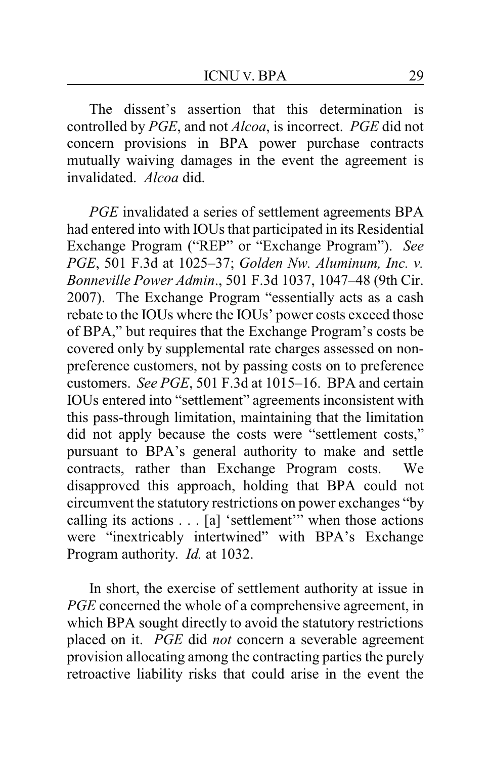The dissent's assertion that this determination is controlled by *PGE*, and not *Alcoa*, is incorrect. *PGE* did not concern provisions in BPA power purchase contracts mutually waiving damages in the event the agreement is invalidated. *Alcoa* did.

*PGE* invalidated a series of settlement agreements BPA had entered into with IOUs that participated in its Residential Exchange Program ("REP" or "Exchange Program"). *See PGE*, 501 F.3d at 1025–37; *Golden Nw. Aluminum, Inc. v. Bonneville Power Admin*., 501 F.3d 1037, 1047–48 (9th Cir. 2007). The Exchange Program "essentially acts as a cash rebate to the IOUs where the IOUs' power costs exceed those of BPA," but requires that the Exchange Program's costs be covered only by supplemental rate charges assessed on non-preference customers, not by passing costs on to preference customers. *See PGE*, 501 F.3d at 1015–16. BPA and certain IOUs entered into "settlement" agreements inconsistent with this pass-through limitation, maintaining that the limitation did not apply because the costs were "settlement costs," pursuant to BPA's general authority to make and settle contracts, rather than Exchange Program costs. We disapproved this approach, holding that BPA could not circumvent the statutory restrictions on power exchanges "by calling its actions . . . [a] 'settlement'" when those actions were "inextricably intertwined" with BPA's Exchange Program authority. *Id.* at 1032.

In short, the exercise of settlement authority at issue in *PGE* concerned the whole of a comprehensive agreement, in which BPA sought directly to avoid the statutory restrictions placed on it. *PGE* did *not* concern a severable agreement provision allocating among the contracting parties the purely retroactive liability risks that could arise in the event the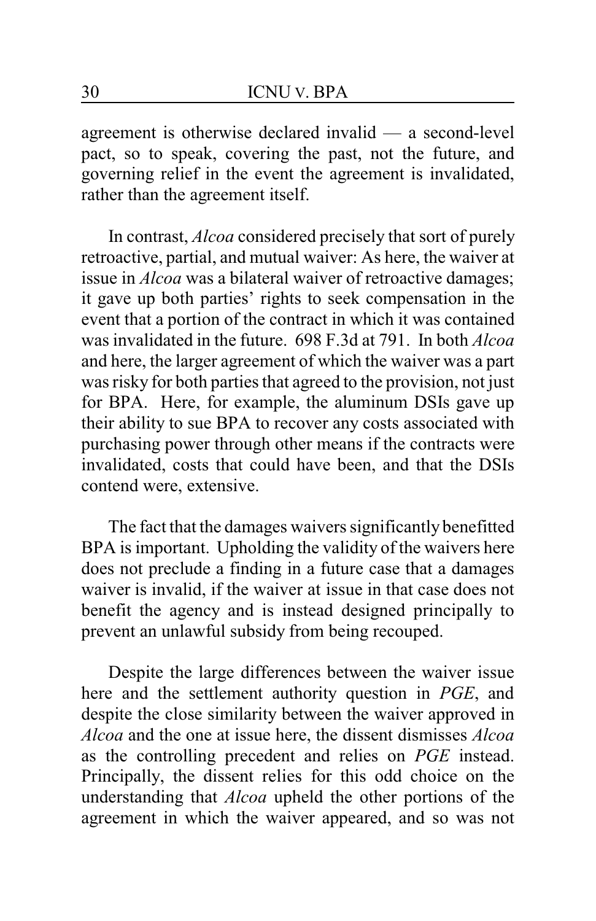agreement is otherwise declared invalid — a second-level pact, so to speak, covering the past, not the future, and governing relief in the event the agreement is invalidated, rather than the agreement itself.

In contrast, *Alcoa* considered precisely that sort of purely retroactive, partial, and mutual waiver: As here, the waiver at issue in *Alcoa* was a bilateral waiver of retroactive damages; it gave up both parties' rights to seek compensation in the event that a portion of the contract in which it was contained was invalidated in the future. 698 F.3d at 791. In both *Alcoa* and here, the larger agreement of which the waiver was a part was risky for both parties that agreed to the provision, not just for BPA. Here, for example, the aluminum DSIs gave up their ability to sue BPA to recover any costs associated with purchasing power through other means if the contracts were invalidated, costs that could have been, and that the DSIs contend were, extensive.

The fact that the damages waivers significantly benefitted BPA is important. Upholding the validity of the waivers here does not preclude a finding in a future case that a damages waiver is invalid, if the waiver at issue in that case does not benefit the agency and is instead designed principally to prevent an unlawful subsidy from being recouped.

Despite the large differences between the waiver issue here and the settlement authority question in *PGE*, and despite the close similarity between the waiver approved in *Alcoa* and the one at issue here, the dissent dismisses *Alcoa* as the controlling precedent and relies on *PGE* instead. Principally, the dissent relies for this odd choice on the understanding that *Alcoa* upheld the other portions of the agreement in which the waiver appeared, and so was not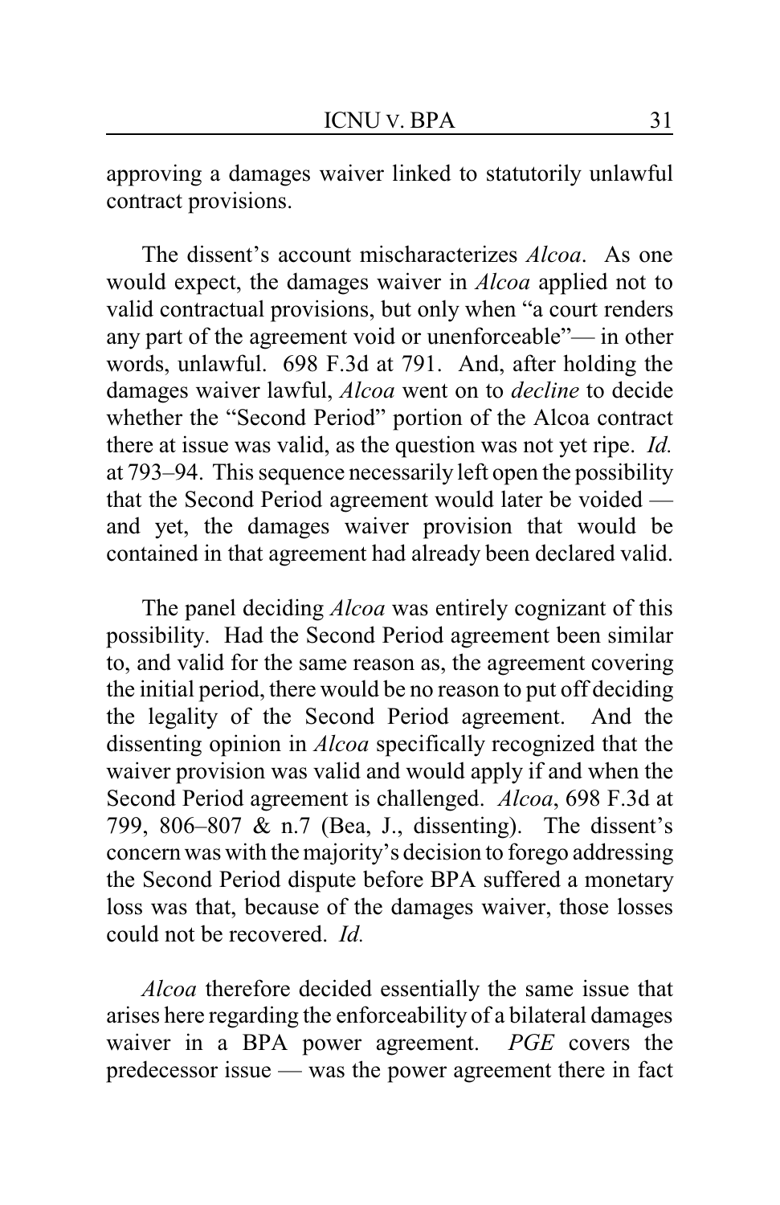approving a damages waiver linked to statutorily unlawful contract provisions.

The dissent's account mischaracterizes *Alcoa*. As one would expect, the damages waiver in *Alcoa* applied not to valid contractual provisions, but only when "a court renders any part of the agreement void or unenforceable"— in other words, unlawful. 698 F.3d at 791. And, after holding the damages waiver lawful, *Alcoa* went on to *decline* to decide whether the "Second Period" portion of the Alcoa contract there at issue was valid, as the question was not yet ripe. *Id.* at 793–94. This sequence necessarily left open the possibility that the Second Period agreement would later be voided — and yet, the damages waiver provision that would be contained in that agreement had already been declared valid.

The panel deciding *Alcoa* was entirely cognizant of this possibility. Had the Second Period agreement been similar to, and valid for the same reason as, the agreement covering the initial period, there would be no reason to put off deciding the legality of the Second Period agreement. And the dissenting opinion in *Alcoa* specifically recognized that the waiver provision was valid and would apply if and when the Second Period agreement is challenged. *Alcoa*, 698 F.3d at 799, 806–807 & n.7 (Bea, J., dissenting). The dissent's concern was with the majority's decision to forego addressing the Second Period dispute before BPA suffered a monetary loss was that, because of the damages waiver, those losses could not be recovered. *Id.*

*Alcoa* therefore decided essentially the same issue that arises here regarding the enforceability of a bilateral damages waiver in a BPA power agreement. *PGE* covers the predecessor issue — was the power agreement there in fact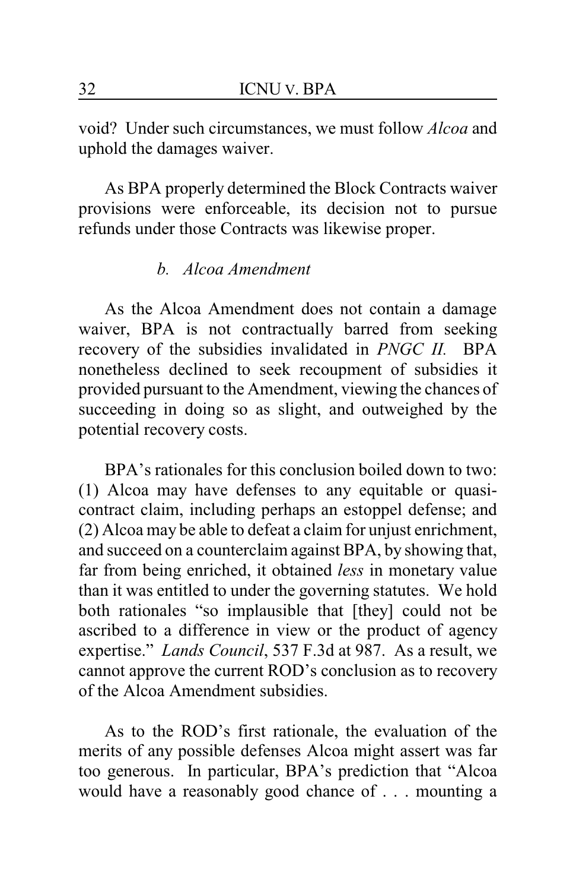void? Under such circumstances, we must follow *Alcoa* and uphold the damages waiver.

As BPA properly determined the Block Contracts waiver provisions were enforceable, its decision not to pursue refunds under those Contracts was likewise proper.

### *b. Alcoa Amendment*

As the Alcoa Amendment does not contain a damage waiver, BPA is not contractually barred from seeking recovery of the subsidies invalidated in *PNGC II.* BPA nonetheless declined to seek recoupment of subsidies it provided pursuant to the Amendment, viewing the chances of succeeding in doing so as slight, and outweighed by the potential recovery costs.

BPA's rationales for this conclusion boiled down to two: (1) Alcoa may have defenses to any equitable or quasi-contract claim, including perhaps an estoppel defense; and (2) Alcoa may be able to defeat a claim for unjust enrichment, and succeed on a counterclaim against BPA, by showing that, far from being enriched, it obtained *less* in monetary value than it was entitled to under the governing statutes. We hold both rationales "so implausible that [they] could not be ascribed to a difference in view or the product of agency expertise." *Lands Council*, 537 F.3d at 987. As a result, we cannot approve the current ROD's conclusion as to recovery of the Alcoa Amendment subsidies.

As to the ROD's first rationale, the evaluation of the merits of any possible defenses Alcoa might assert was far too generous. In particular, BPA's prediction that "Alcoa would have a reasonably good chance of . . . mounting a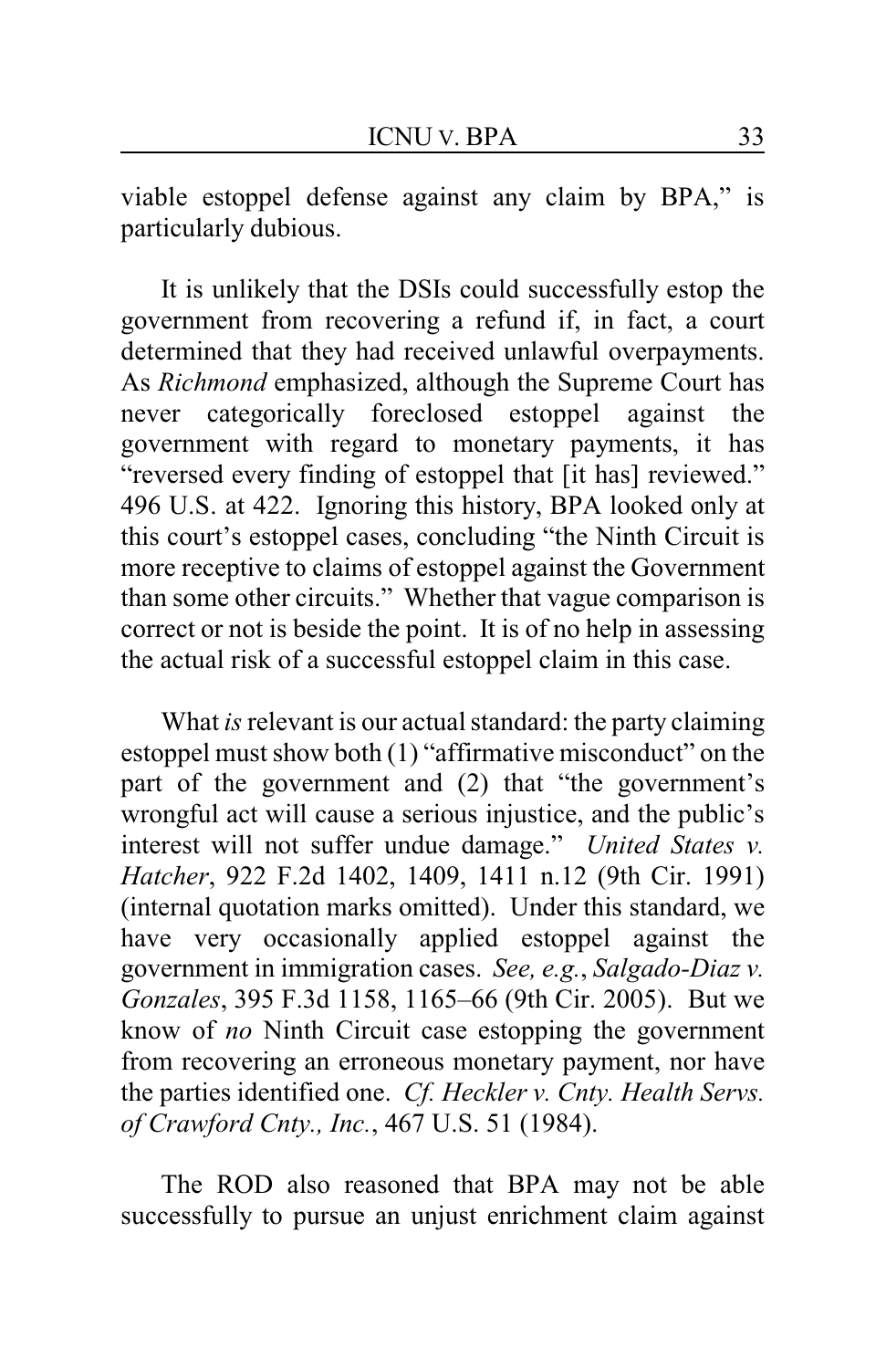viable estoppel defense against any claim by BPA," is particularly dubious.

It is unlikely that the DSIs could successfully estop the government from recovering a refund if, in fact, a court determined that they had received unlawful overpayments. As *Richmond* emphasized, although the Supreme Court has never categorically foreclosed estoppel against the government with regard to monetary payments, it has "reversed every finding of estoppel that [it has] reviewed." 496 U.S. at 422. Ignoring this history, BPA looked only at this court's estoppel cases, concluding "the Ninth Circuit is more receptive to claims of estoppel against the Government than some other circuits." Whether that vague comparison is correct or not is beside the point. It is of no help in assessing the actual risk of a successful estoppel claim in this case.

What *is* relevant is our actual standard: the party claiming estoppel must show both (1) "affirmative misconduct" on the part of the government and (2) that "the government's wrongful act will cause a serious injustice, and the public's interest will not suffer undue damage." *United States v. Hatcher*, 922 F.2d 1402, 1409, 1411 n.12 (9th Cir. 1991) (internal quotation marks omitted). Under this standard, we have very occasionally applied estoppel against the government in immigration cases. *See, e.g.*, *Salgado-Diaz v. Gonzales*, 395 F.3d 1158, 1165–66 (9th Cir. 2005). But we know of *no* Ninth Circuit case estopping the government from recovering an erroneous monetary payment, nor have the parties identified one. *Cf. Heckler v. Cnty. Health Servs. of Crawford Cnty., Inc.*, 467 U.S. 51 (1984).

The ROD also reasoned that BPA may not be able successfully to pursue an unjust enrichment claim against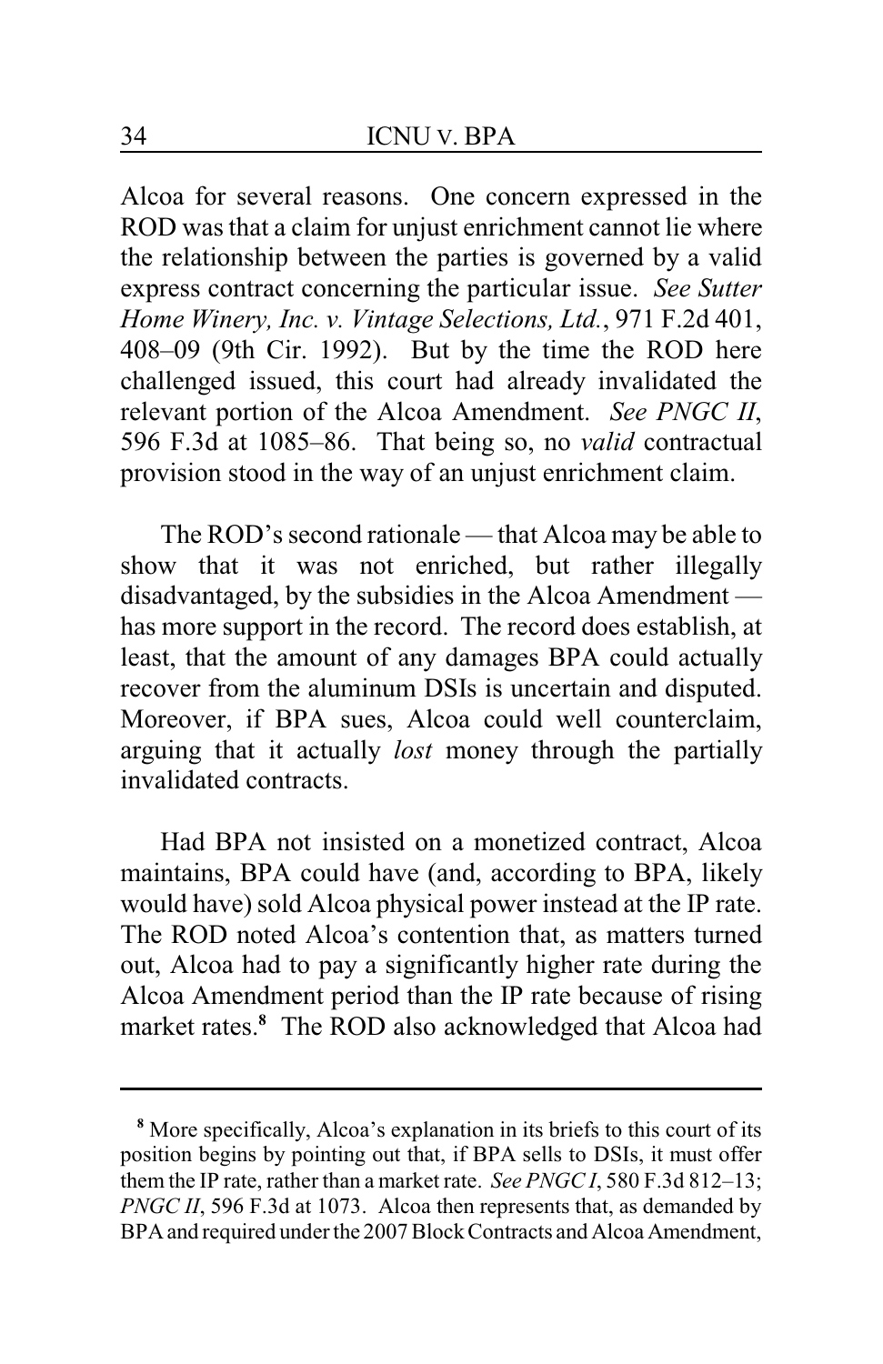Alcoa for several reasons. One concern expressed in the ROD was that a claim for unjust enrichment cannot lie where the relationship between the parties is governed by a valid express contract concerning the particular issue. *See Sutter Home Winery, Inc. v. Vintage Selections, Ltd.*, 971 F.2d 401, 408–09 (9th Cir. 1992). But by the time the ROD here challenged issued, this court had already invalidated the relevant portion of the Alcoa Amendment. *See PNGC II*, 596 F.3d at 1085–86. That being so, no *valid* contractual provision stood in the way of an unjust enrichment claim.

The ROD's second rationale — that Alcoa may be able to show that it was not enriched, but rather illegally disadvantaged, by the subsidies in the Alcoa Amendment — has more support in the record. The record does establish, at least, that the amount of any damages BPA could actually recover from the aluminum DSIs is uncertain and disputed. Moreover, if BPA sues, Alcoa could well counterclaim, arguing that it actually *lost* money through the partially invalidated contracts.

Had BPA not insisted on a monetized contract, Alcoa maintains, BPA could have (and, according to BPA, likely would have) sold Alcoa physical power instead at the IP rate. The ROD noted Alcoa's contention that, as matters turned out, Alcoa had to pay a significantly higher rate during the Alcoa Amendment period than the IP rate because of rising market rates.[8] The ROD also acknowledged that Alcoa had

---

[8] More specifically, Alcoa's explanation in its briefs to this court of its position begins by pointing out that, if BPA sells to DSIs, it must offer them the IP rate, rather than a market rate. *See PNGC I*, 580 F.3d 812–13; *PNGC II*, 596 F.3d at 1073. Alcoa then represents that, as demanded by BPA and required under the 2007 Block Contracts and Alcoa Amendment,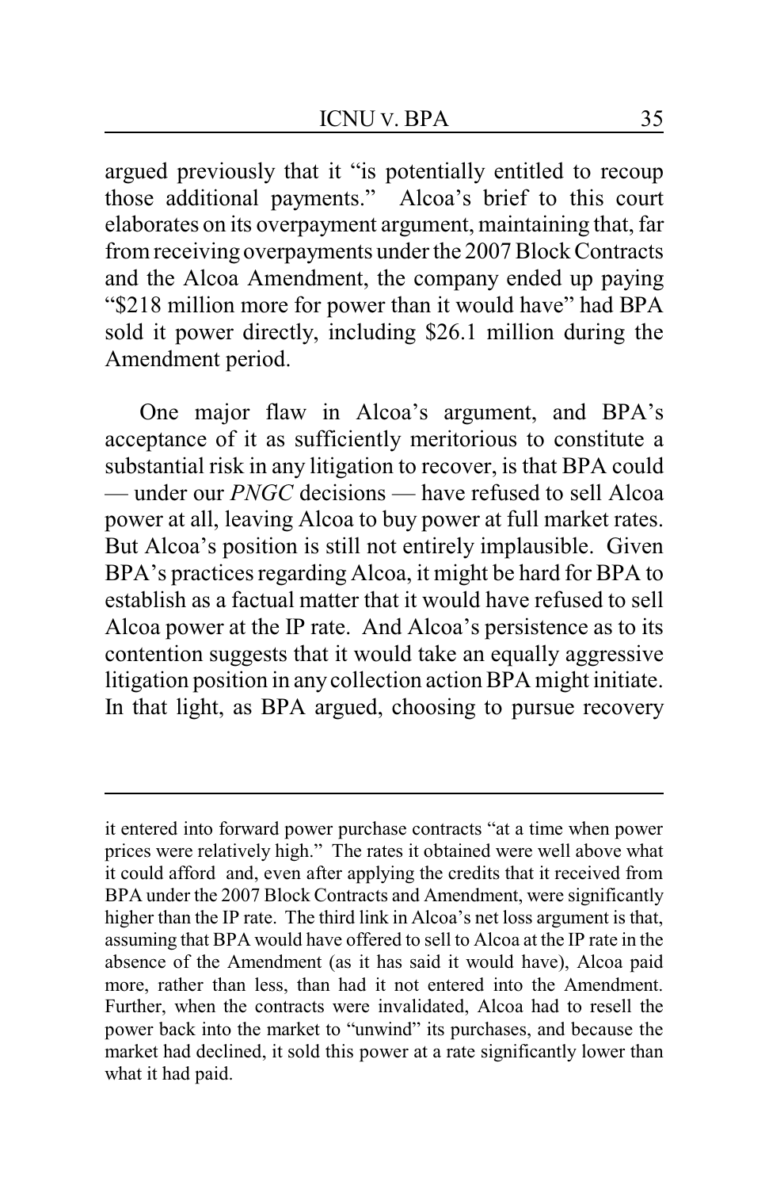argued previously that it "is potentially entitled to recoup those additional payments." Alcoa's brief to this court elaborates on its overpayment argument, maintaining that, far from receiving overpayments under the 2007 Block Contracts and the Alcoa Amendment, the company ended up paying "$218 million more for power than it would have" had BPA sold it power directly, including $26.1 million during the Amendment period.

One major flaw in Alcoa's argument, and BPA's acceptance of it as sufficiently meritorious to constitute a substantial risk in any litigation to recover, is that BPA could — under our *PNGC* decisions — have refused to sell Alcoa power at all, leaving Alcoa to buy power at full market rates. But Alcoa's position is still not entirely implausible. Given BPA's practices regarding Alcoa, it might be hard for BPA to establish as a factual matter that it would have refused to sell Alcoa power at the IP rate. And Alcoa's persistence as to its contention suggests that it would take an equally aggressive litigation position in any collection action BPA might initiate. In that light, as BPA argued, choosing to pursue recovery

---

it entered into forward power purchase contracts "at a time when power prices were relatively high." The rates it obtained were well above what it could afford and, even after applying the credits that it received from BPA under the 2007 Block Contracts and Amendment, were significantly higher than the IP rate. The third link in Alcoa's net loss argument is that, assuming that BPA would have offered to sell to Alcoa at the IP rate in the absence of the Amendment (as it has said it would have), Alcoa paid more, rather than less, than had it not entered into the Amendment. Further, when the contracts were invalidated, Alcoa had to resell the power back into the market to "unwind" its purchases, and because the market had declined, it sold this power at a rate significantly lower than what it had paid.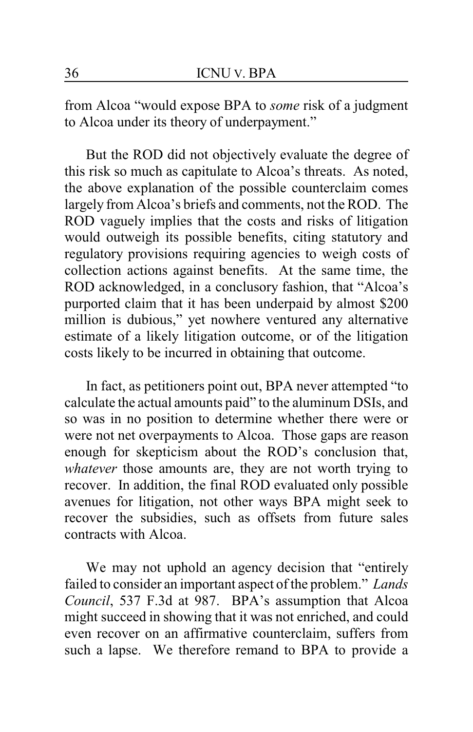from Alcoa "would expose BPA to *some* risk of a judgment to Alcoa under its theory of underpayment."

But the ROD did not objectively evaluate the degree of this risk so much as capitulate to Alcoa's threats. As noted, the above explanation of the possible counterclaim comes largely from Alcoa's briefs and comments, not the ROD. The ROD vaguely implies that the costs and risks of litigation would outweigh its possible benefits, citing statutory and regulatory provisions requiring agencies to weigh costs of collection actions against benefits. At the same time, the ROD acknowledged, in a conclusory fashion, that "Alcoa's purported claim that it has been underpaid by almost $200 million is dubious," yet nowhere ventured any alternative estimate of a likely litigation outcome, or of the litigation costs likely to be incurred in obtaining that outcome.

In fact, as petitioners point out, BPA never attempted "to calculate the actual amounts paid" to the aluminum DSIs, and so was in no position to determine whether there were or were not net overpayments to Alcoa. Those gaps are reason enough for skepticism about the ROD's conclusion that, *whatever* those amounts are, they are not worth trying to recover. In addition, the final ROD evaluated only possible avenues for litigation, not other ways BPA might seek to recover the subsidies, such as offsets from future sales contracts with Alcoa.

We may not uphold an agency decision that "entirely failed to consider an important aspect of the problem." *Lands Council*, 537 F.3d at 987. BPA's assumption that Alcoa might succeed in showing that it was not enriched, and could even recover on an affirmative counterclaim, suffers from such a lapse. We therefore remand to BPA to provide a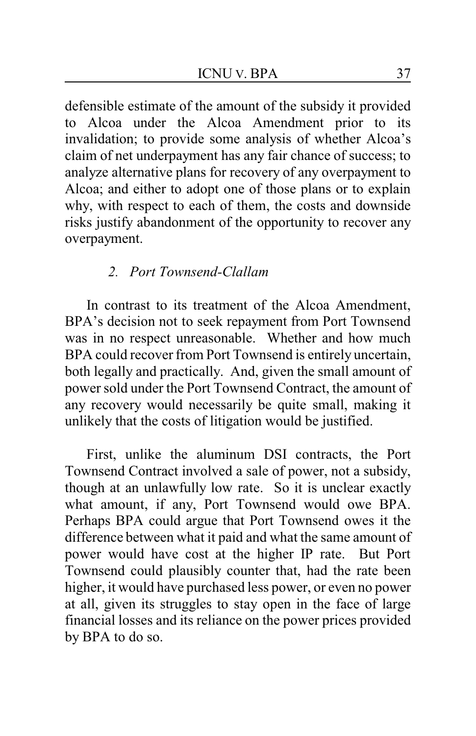defensible estimate of the amount of the subsidy it provided to Alcoa under the Alcoa Amendment prior to its invalidation; to provide some analysis of whether Alcoa's claim of net underpayment has any fair chance of success; to analyze alternative plans for recovery of any overpayment to Alcoa; and either to adopt one of those plans or to explain why, with respect to each of them, the costs and downside risks justify abandonment of the opportunity to recover any overpayment.

### *2. Port Townsend-Clallam*

In contrast to its treatment of the Alcoa Amendment, BPA's decision not to seek repayment from Port Townsend was in no respect unreasonable. Whether and how much BPA could recover from Port Townsend is entirely uncertain, both legally and practically. And, given the small amount of power sold under the Port Townsend Contract, the amount of any recovery would necessarily be quite small, making it unlikely that the costs of litigation would be justified.

First, unlike the aluminum DSI contracts, the Port Townsend Contract involved a sale of power, not a subsidy, though at an unlawfully low rate. So it is unclear exactly what amount, if any, Port Townsend would owe BPA. Perhaps BPA could argue that Port Townsend owes it the difference between what it paid and what the same amount of power would have cost at the higher IP rate. But Port Townsend could plausibly counter that, had the rate been higher, it would have purchased less power, or even no power at all, given its struggles to stay open in the face of large financial losses and its reliance on the power prices provided by BPA to do so.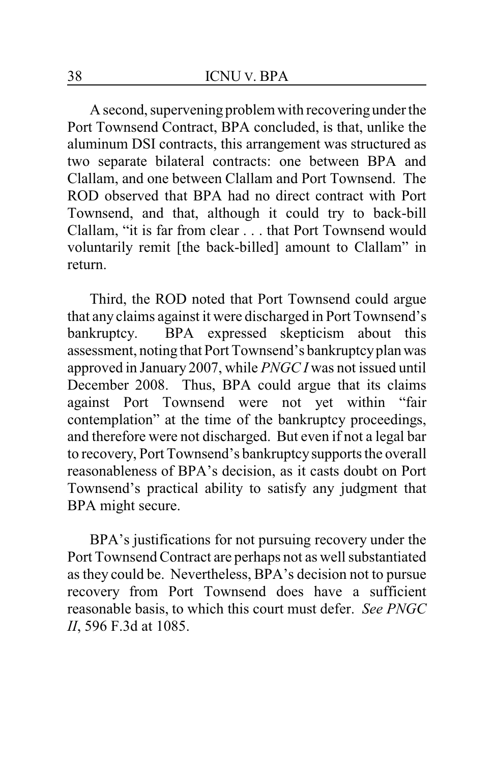A second, supervening problem with recovering under the Port Townsend Contract, BPA concluded, is that, unlike the aluminum DSI contracts, this arrangement was structured as two separate bilateral contracts: one between BPA and Clallam, and one between Clallam and Port Townsend. The ROD observed that BPA had no direct contract with Port Townsend, and that, although it could try to back-bill Clallam, "it is far from clear . . . that Port Townsend would voluntarily remit [the back-billed] amount to Clallam" in return.

Third, the ROD noted that Port Townsend could argue that any claims against it were discharged in Port Townsend's bankruptcy. BPA expressed skepticism about this assessment, noting that Port Townsend's bankruptcy plan was approved in January 2007, while *PNGC I* was not issued until December 2008. Thus, BPA could argue that its claims against Port Townsend were not yet within "fair contemplation" at the time of the bankruptcy proceedings, and therefore were not discharged. But even if not a legal bar to recovery, Port Townsend's bankruptcy supports the overall reasonableness of BPA's decision, as it casts doubt on Port Townsend's practical ability to satisfy any judgment that BPA might secure.

BPA's justifications for not pursuing recovery under the Port Townsend Contract are perhaps not as well substantiated as they could be. Nevertheless, BPA's decision not to pursue recovery from Port Townsend does have a sufficient reasonable basis, to which this court must defer. *See PNGC II*, 596 F.3d at 1085.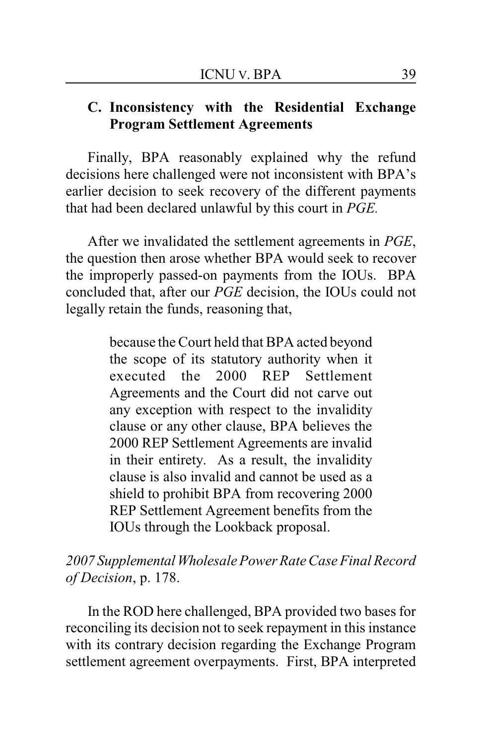### C. Inconsistency with the Residential Exchange Program Settlement Agreements

Finally, BPA reasonably explained why the refund decisions here challenged were not inconsistent with BPA's earlier decision to seek recovery of the different payments that had been declared unlawful by this court in *PGE*.

After we invalidated the settlement agreements in *PGE*, the question then arose whether BPA would seek to recover the improperly passed-on payments from the IOUs. BPA concluded that, after our *PGE* decision, the IOUs could not legally retain the funds, reasoning that,

> because the Court held that BPA acted beyond the scope of its statutory authority when it executed the 2000 REP Settlement Agreements and the Court did not carve out any exception with respect to the invalidity clause or any other clause, BPA believes the 2000 REP Settlement Agreements are invalid in their entirety. As a result, the invalidity clause is also invalid and cannot be used as a shield to prohibit BPA from recovering 2000 REP Settlement Agreement benefits from the IOUs through the Lookback proposal.

*2007 Supplemental Wholesale Power Rate Case Final Record of Decision*, p. 178.

In the ROD here challenged, BPA provided two bases for reconciling its decision not to seek repayment in this instance with its contrary decision regarding the Exchange Program settlement agreement overpayments. First, BPA interpreted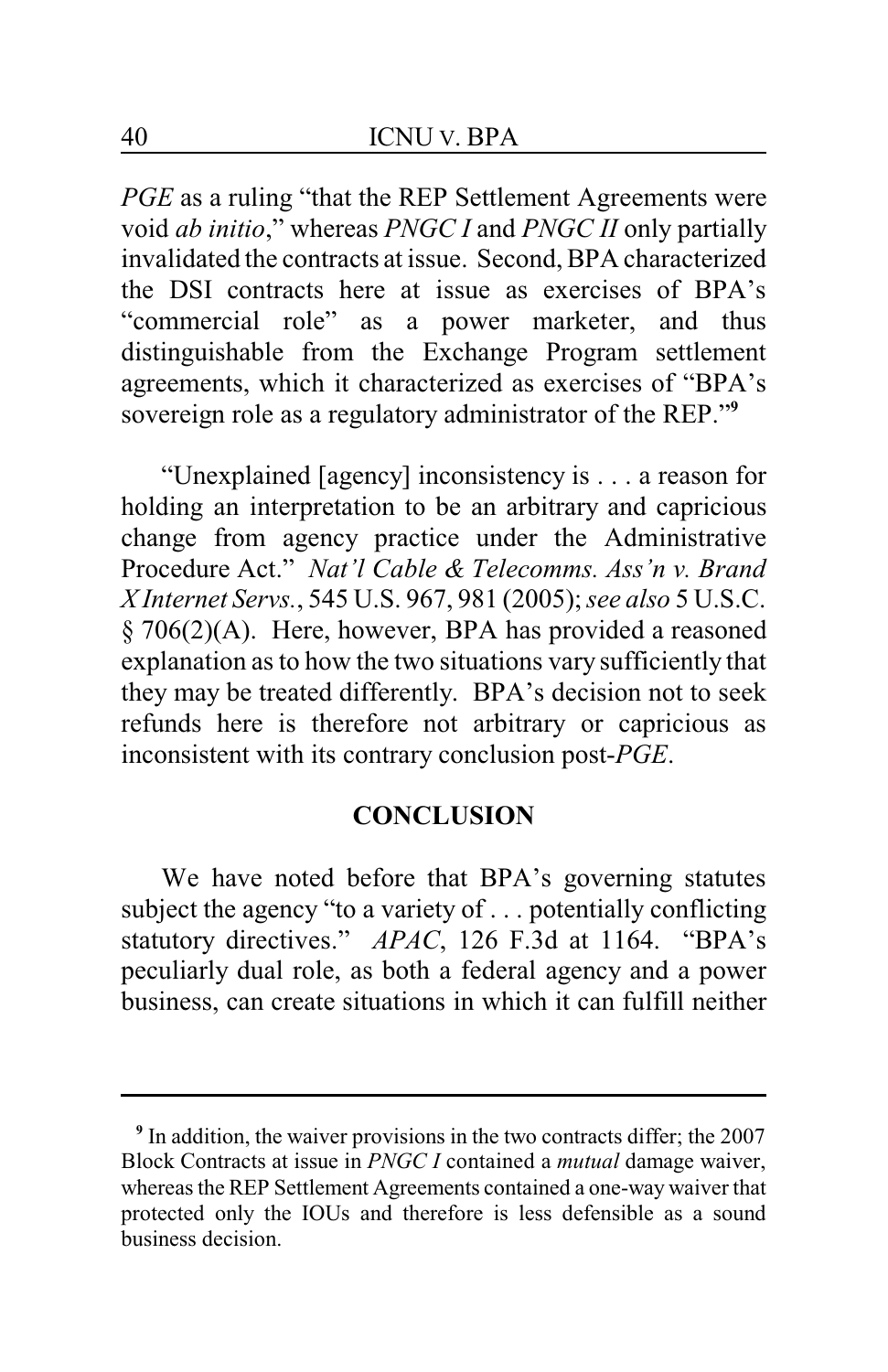*PGE* as a ruling "that the REP Settlement Agreements were void *ab initio*," whereas *PNGC I* and *PNGC II* only partially invalidated the contracts at issue. Second, BPA characterized the DSI contracts here at issue as exercises of BPA's "commercial role" as a power marketer, and thus distinguishable from the Exchange Program settlement agreements, which it characterized as exercises of "BPA's sovereign role as a regulatory administrator of the REP."[9]

"Unexplained [agency] inconsistency is . . . a reason for holding an interpretation to be an arbitrary and capricious change from agency practice under the Administrative Procedure Act." *Nat'l Cable & Telecomms. Ass'n v. Brand X Internet Servs.*, 545 U.S. 967, 981 (2005); *see also* 5 U.S.C. § 706(2)(A). Here, however, BPA has provided a reasoned explanation as to how the two situations vary sufficiently that they may be treated differently. BPA's decision not to seek refunds here is therefore not arbitrary or capricious as inconsistent with its contrary conclusion post-*PGE*.

## CONCLUSION

We have noted before that BPA's governing statutes subject the agency "to a variety of . . . potentially conflicting statutory directives." *APAC*, 126 F.3d at 1164. "BPA's peculiarly dual role, as both a federal agency and a power business, can create situations in which it can fulfill neither

---

[9] In addition, the waiver provisions in the two contracts differ; the 2007 Block Contracts at issue in *PNGC I* contained a *mutual* damage waiver, whereas the REP Settlement Agreements contained a one-way waiver that protected only the IOUs and therefore is less defensible as a sound business decision.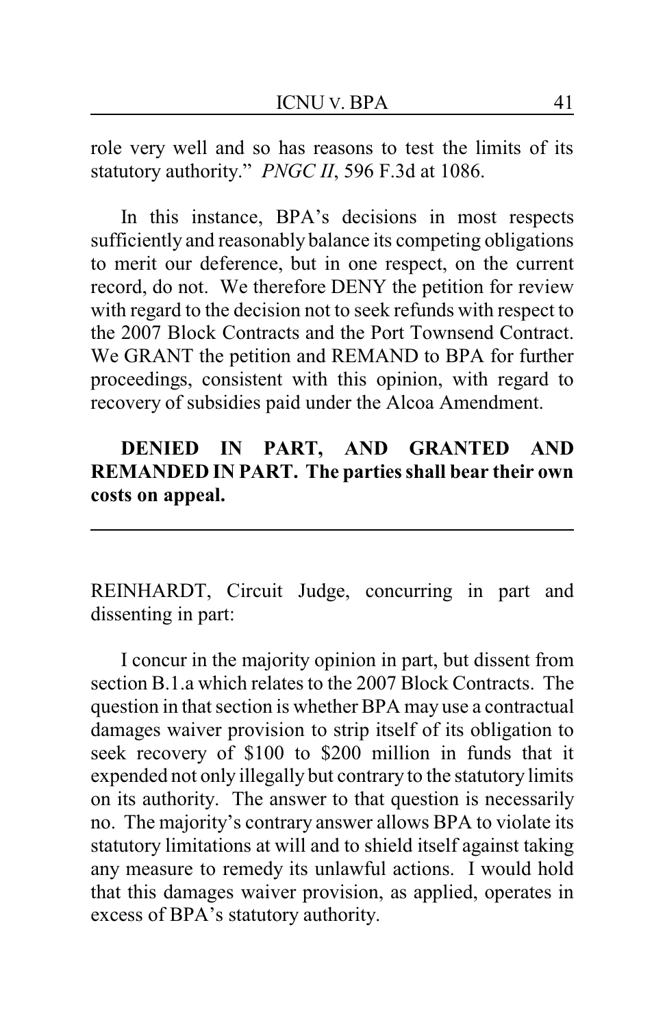role very well and so has reasons to test the limits of its statutory authority." *PNGC II*, 596 F.3d at 1086.

In this instance, BPA's decisions in most respects sufficiently and reasonably balance its competing obligations to merit our deference, but in one respect, on the current record, do not. We therefore DENY the petition for review with regard to the decision not to seek refunds with respect to the 2007 Block Contracts and the Port Townsend Contract. We GRANT the petition and REMAND to BPA for further proceedings, consistent with this opinion, with regard to recovery of subsidies paid under the Alcoa Amendment.

**DENIED IN PART, AND GRANTED AND REMANDED IN PART. The parties shall bear their own costs on appeal.**

---

REINHARDT, Circuit Judge, concurring in part and dissenting in part:

I concur in the majority opinion in part, but dissent from section B.1.a which relates to the 2007 Block Contracts. The question in that section is whether BPA may use a contractual damages waiver provision to strip itself of its obligation to seek recovery of \$100 to \$200 million in funds that it expended not only illegally but contrary to the statutory limits on its authority. The answer to that question is necessarily no. The majority's contrary answer allows BPA to violate its statutory limitations at will and to shield itself against taking any measure to remedy its unlawful actions. I would hold that this damages waiver provision, as applied, operates in excess of BPA's statutory authority.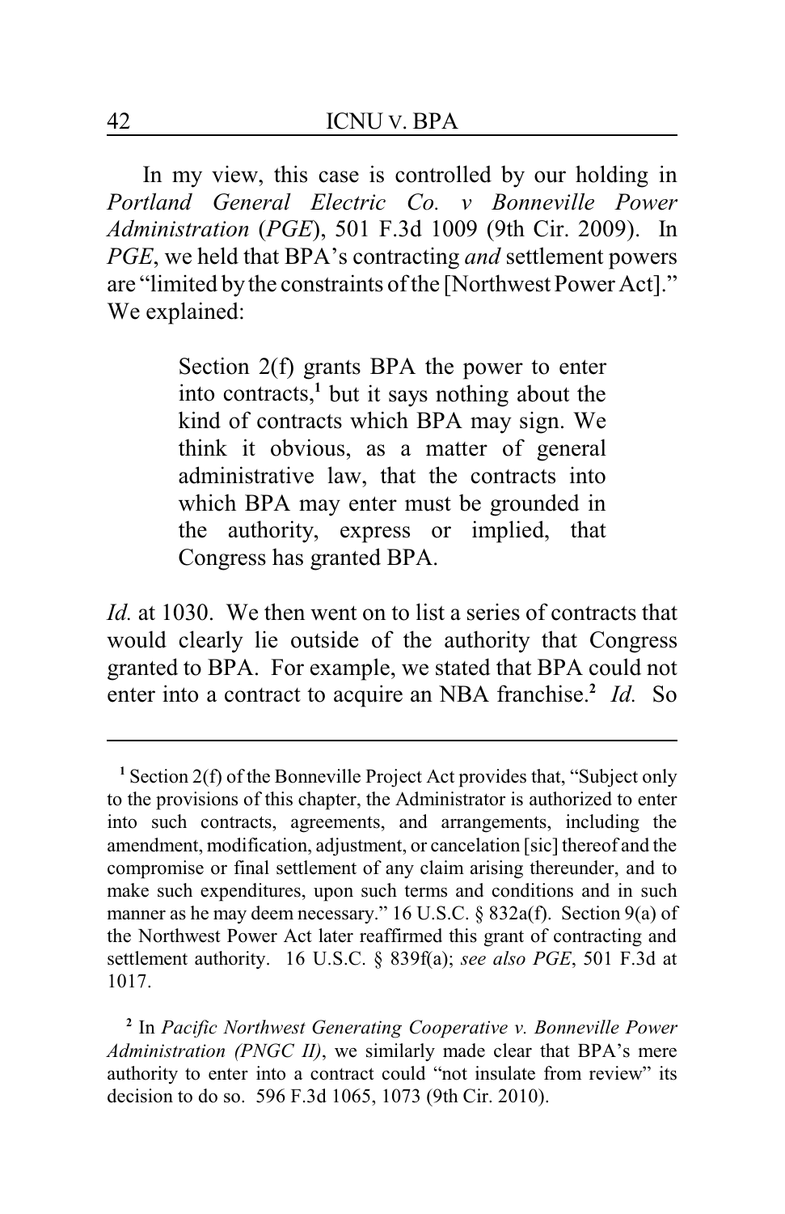In my view, this case is controlled by our holding in *Portland General Electric Co. v Bonneville Power Administration* (*PGE*), 501 F.3d 1009 (9th Cir. 2009). In *PGE*, we held that BPA's contracting *and* settlement powers are "limited by the constraints of the [Northwest Power Act]." We explained:

> Section 2(f) grants BPA the power to enter into contracts,[1] but it says nothing about the kind of contracts which BPA may sign. We think it obvious, as a matter of general administrative law, that the contracts into which BPA may enter must be grounded in the authority, express or implied, that Congress has granted BPA.

*Id.* at 1030. We then went on to list a series of contracts that would clearly lie outside of the authority that Congress granted to BPA. For example, we stated that BPA could not enter into a contract to acquire an NBA franchise.[2] *Id.* So

---

[1] Section 2(f) of the Bonneville Project Act provides that, "Subject only to the provisions of this chapter, the Administrator is authorized to enter into such contracts, agreements, and arrangements, including the amendment, modification, adjustment, or cancelation [sic] thereof and the compromise or final settlement of any claim arising thereunder, and to make such expenditures, upon such terms and conditions and in such manner as he may deem necessary." 16 U.S.C. § 832a(f). Section 9(a) of the Northwest Power Act later reaffirmed this grant of contracting and settlement authority. 16 U.S.C. § 839f(a); *see also PGE*, 501 F.3d at 1017.

[2] In *Pacific Northwest Generating Cooperative v. Bonneville Power Administration (PNGC II)*, we similarly made clear that BPA's mere authority to enter into a contract could "not insulate from review" its decision to do so. 596 F.3d 1065, 1073 (9th Cir. 2010).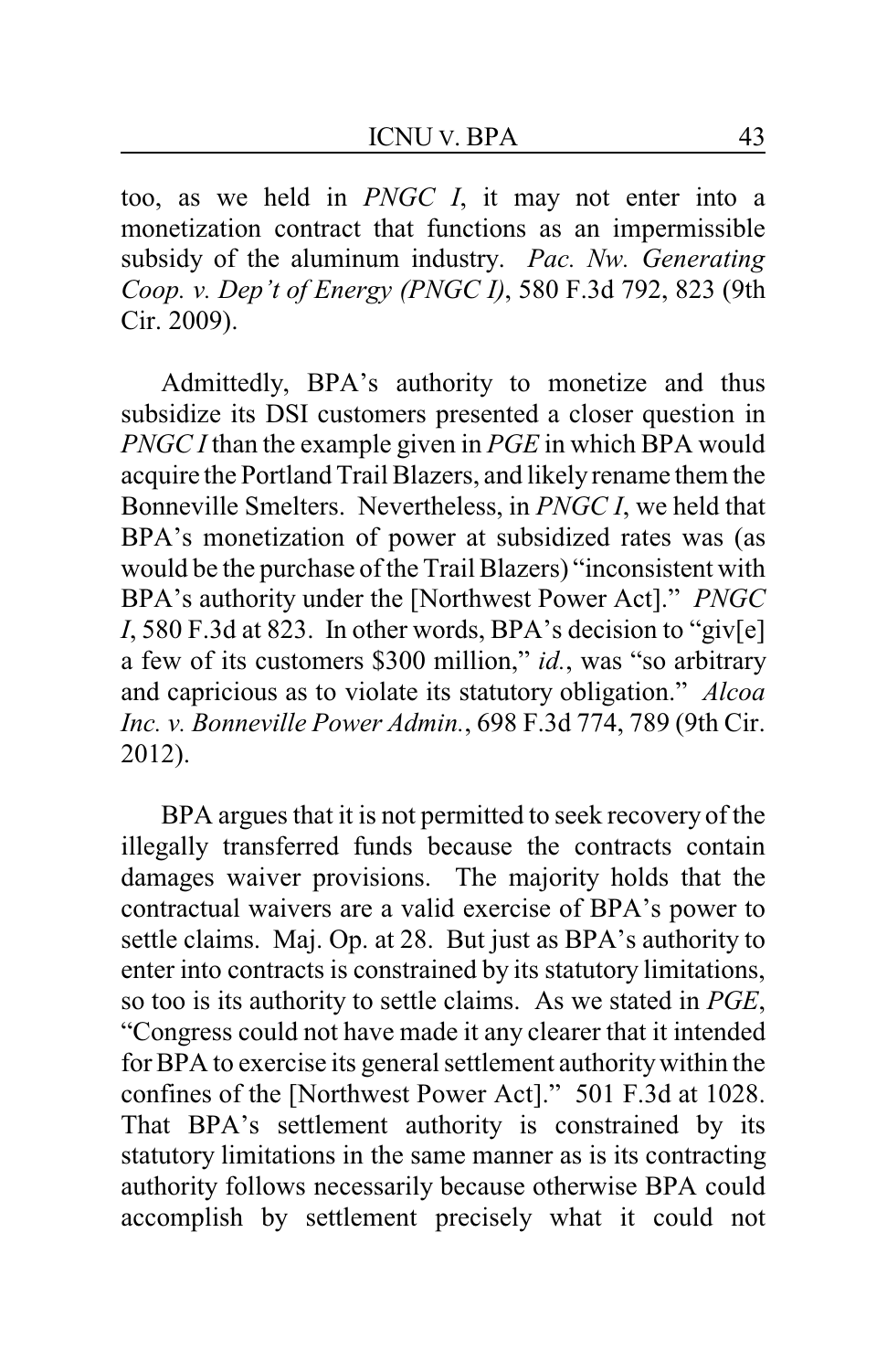too, as we held in *PNGC I*, it may not enter into a monetization contract that functions as an impermissible subsidy of the aluminum industry. *Pac. Nw. Generating Coop. v. Dep't of Energy (PNGC I)*, 580 F.3d 792, 823 (9th Cir. 2009).

Admittedly, BPA's authority to monetize and thus subsidize its DSI customers presented a closer question in *PNGC I* than the example given in *PGE* in which BPA would acquire the Portland Trail Blazers, and likely rename them the Bonneville Smelters. Nevertheless, in *PNGC I*, we held that BPA's monetization of power at subsidized rates was (as would be the purchase of the Trail Blazers) "inconsistent with BPA's authority under the [Northwest Power Act]." *PNGC I*, 580 F.3d at 823. In other words, BPA's decision to "giv[e] a few of its customers $300 million," *id.*, was "so arbitrary and capricious as to violate its statutory obligation." *Alcoa Inc. v. Bonneville Power Admin.*, 698 F.3d 774, 789 (9th Cir. 2012).

BPA argues that it is not permitted to seek recovery of the illegally transferred funds because the contracts contain damages waiver provisions. The majority holds that the contractual waivers are a valid exercise of BPA's power to settle claims. Maj. Op. at 28. But just as BPA's authority to enter into contracts is constrained by its statutory limitations, so too is its authority to settle claims. As we stated in *PGE*, "Congress could not have made it any clearer that it intended for BPA to exercise its general settlement authority within the confines of the [Northwest Power Act]." 501 F.3d at 1028. That BPA's settlement authority is constrained by its statutory limitations in the same manner as is its contracting authority follows necessarily because otherwise BPA could accomplish by settlement precisely what it could not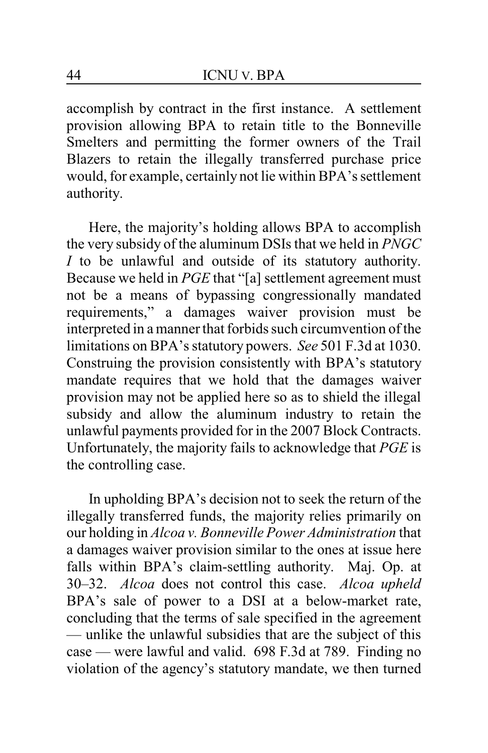accomplish by contract in the first instance. A settlement provision allowing BPA to retain title to the Bonneville Smelters and permitting the former owners of the Trail Blazers to retain the illegally transferred purchase price would, for example, certainly not lie within BPA's settlement authority.

Here, the majority's holding allows BPA to accomplish the very subsidy of the aluminum DSIs that we held in *PNGC I* to be unlawful and outside of its statutory authority. Because we held in *PGE* that "[a] settlement agreement must not be a means of bypassing congressionally mandated requirements," a damages waiver provision must be interpreted in a manner that forbids such circumvention of the limitations on BPA's statutory powers. *See* 501 F.3d at 1030. Construing the provision consistently with BPA's statutory mandate requires that we hold that the damages waiver provision may not be applied here so as to shield the illegal subsidy and allow the aluminum industry to retain the unlawful payments provided for in the 2007 Block Contracts. Unfortunately, the majority fails to acknowledge that *PGE* is the controlling case.

In upholding BPA's decision not to seek the return of the illegally transferred funds, the majority relies primarily on our holding in *Alcoa v. Bonneville Power Administration* that a damages waiver provision similar to the ones at issue here falls within BPA's claim-settling authority. Maj. Op. at 30–32. *Alcoa* does not control this case. *Alcoa upheld* BPA's sale of power to a DSI at a below-market rate, concluding that the terms of sale specified in the agreement — unlike the unlawful subsidies that are the subject of this case — were lawful and valid. 698 F.3d at 789. Finding no violation of the agency's statutory mandate, we then turned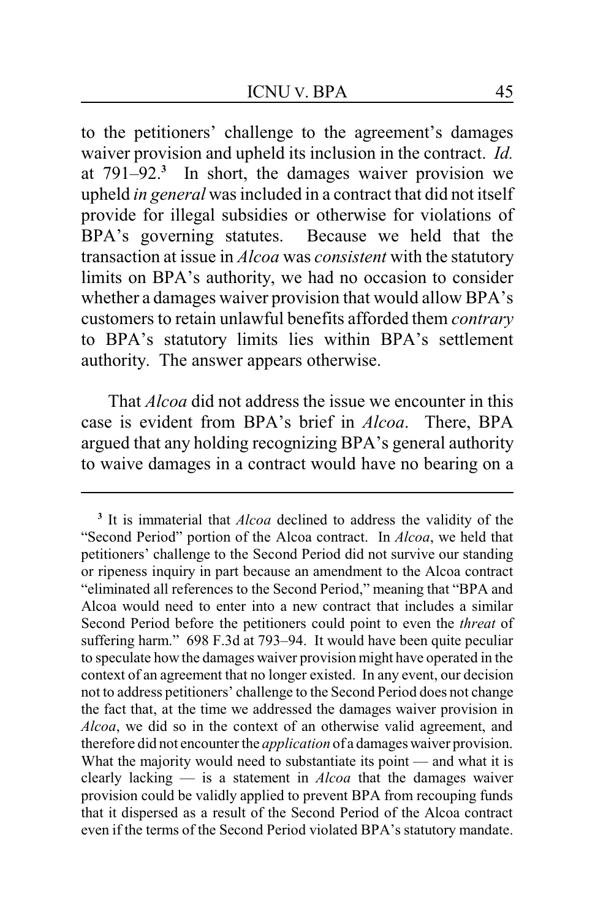to the petitioners' challenge to the agreement's damages waiver provision and upheld its inclusion in the contract. *Id.* at 791–92.[3] In short, the damages waiver provision we upheld *in general* was included in a contract that did not itself provide for illegal subsidies or otherwise for violations of BPA's governing statutes. Because we held that the transaction at issue in *Alcoa* was *consistent* with the statutory limits on BPA's authority, we had no occasion to consider whether a damages waiver provision that would allow BPA's customers to retain unlawful benefits afforded them *contrary* to BPA's statutory limits lies within BPA's settlement authority. The answer appears otherwise.

That *Alcoa* did not address the issue we encounter in this case is evident from BPA's brief in *Alcoa*. There, BPA argued that any holding recognizing BPA's general authority to waive damages in a contract would have no bearing on a

---

[3] It is immaterial that *Alcoa* declined to address the validity of the "Second Period" portion of the Alcoa contract. In *Alcoa*, we held that petitioners' challenge to the Second Period did not survive our standing or ripeness inquiry in part because an amendment to the Alcoa contract "eliminated all references to the Second Period," meaning that "BPA and Alcoa would need to enter into a new contract that includes a similar Second Period before the petitioners could point to even the *threat* of suffering harm." 698 F.3d at 793–94. It would have been quite peculiar to speculate how the damages waiver provision might have operated in the context of an agreement that no longer existed. In any event, our decision not to address petitioners' challenge to the Second Period does not change the fact that, at the time we addressed the damages waiver provision in *Alcoa*, we did so in the context of an otherwise valid agreement, and therefore did not encounter the *application* of a damages waiver provision. What the majority would need to substantiate its point — and what it is clearly lacking — is a statement in *Alcoa* that the damages waiver provision could be validly applied to prevent BPA from recouping funds that it dispersed as a result of the Second Period of the Alcoa contract even if the terms of the Second Period violated BPA's statutory mandate.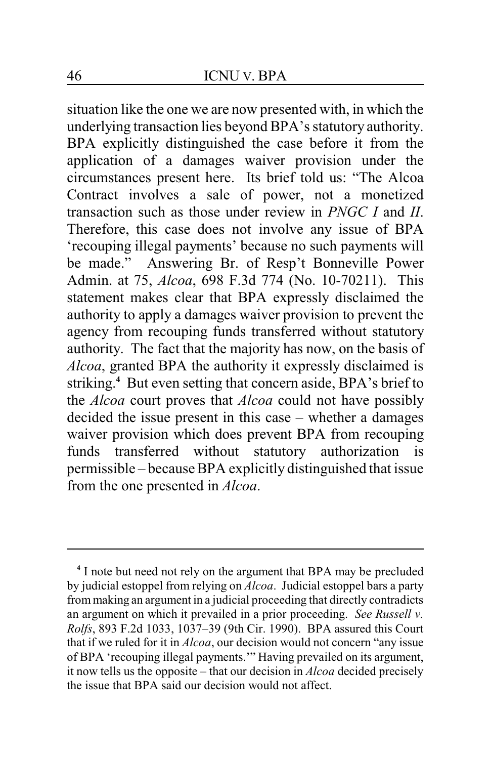situation like the one we are now presented with, in which the underlying transaction lies beyond BPA's statutory authority. BPA explicitly distinguished the case before it from the application of a damages waiver provision under the circumstances present here. Its brief told us: "The Alcoa Contract involves a sale of power, not a monetized transaction such as those under review in *PNGC I* and *II*. Therefore, this case does not involve any issue of BPA 'recouping illegal payments' because no such payments will be made." Answering Br. of Resp't Bonneville Power Admin. at 75, *Alcoa*, 698 F.3d 774 (No. 10-70211). This statement makes clear that BPA expressly disclaimed the authority to apply a damages waiver provision to prevent the agency from recouping funds transferred without statutory authority. The fact that the majority has now, on the basis of *Alcoa*, granted BPA the authority it expressly disclaimed is striking.[4] But even setting that concern aside, BPA's brief to the *Alcoa* court proves that *Alcoa* could not have possibly decided the issue present in this case – whether a damages waiver provision which does prevent BPA from recouping funds transferred without statutory authorization is permissible – because BPA explicitly distinguished that issue from the one presented in *Alcoa*.

---

[4] I note but need not rely on the argument that BPA may be precluded by judicial estoppel from relying on *Alcoa*. Judicial estoppel bars a party from making an argument in a judicial proceeding that directly contradicts an argument on which it prevailed in a prior proceeding. *See Russell v. Rolfs*, 893 F.2d 1033, 1037–39 (9th Cir. 1990). BPA assured this Court that if we ruled for it in *Alcoa*, our decision would not concern "any issue of BPA 'recouping illegal payments.'" Having prevailed on its argument, it now tells us the opposite – that our decision in *Alcoa* decided precisely the issue that BPA said our decision would not affect.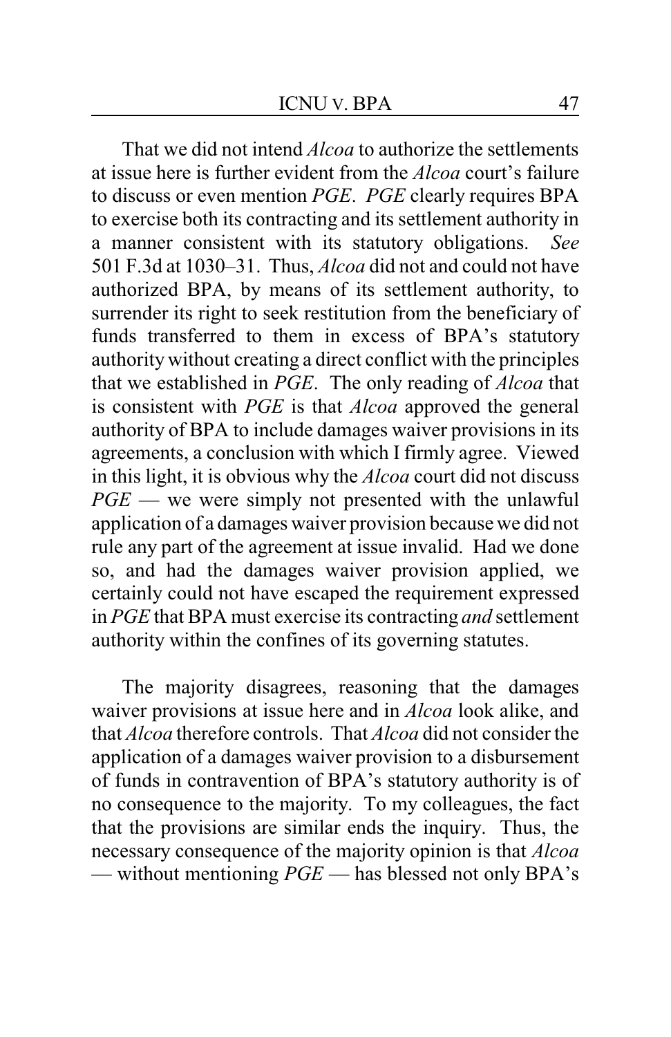That we did not intend *Alcoa* to authorize the settlements at issue here is further evident from the *Alcoa* court's failure to discuss or even mention *PGE*. *PGE* clearly requires BPA to exercise both its contracting and its settlement authority in a manner consistent with its statutory obligations. *See* 501 F.3d at 1030–31. Thus, *Alcoa* did not and could not have authorized BPA, by means of its settlement authority, to surrender its right to seek restitution from the beneficiary of funds transferred to them in excess of BPA's statutory authority without creating a direct conflict with the principles that we established in *PGE*. The only reading of *Alcoa* that is consistent with *PGE* is that *Alcoa* approved the general authority of BPA to include damages waiver provisions in its agreements, a conclusion with which I firmly agree. Viewed in this light, it is obvious why the *Alcoa* court did not discuss *PGE* — we were simply not presented with the unlawful application of a damages waiver provision because we did not rule any part of the agreement at issue invalid. Had we done so, and had the damages waiver provision applied, we certainly could not have escaped the requirement expressed in *PGE* that BPA must exercise its contracting *and* settlement authority within the confines of its governing statutes.

The majority disagrees, reasoning that the damages waiver provisions at issue here and in *Alcoa* look alike, and that *Alcoa* therefore controls. That *Alcoa* did not consider the application of a damages waiver provision to a disbursement of funds in contravention of BPA's statutory authority is of no consequence to the majority. To my colleagues, the fact that the provisions are similar ends the inquiry. Thus, the necessary consequence of the majority opinion is that *Alcoa* — without mentioning *PGE* — has blessed not only BPA's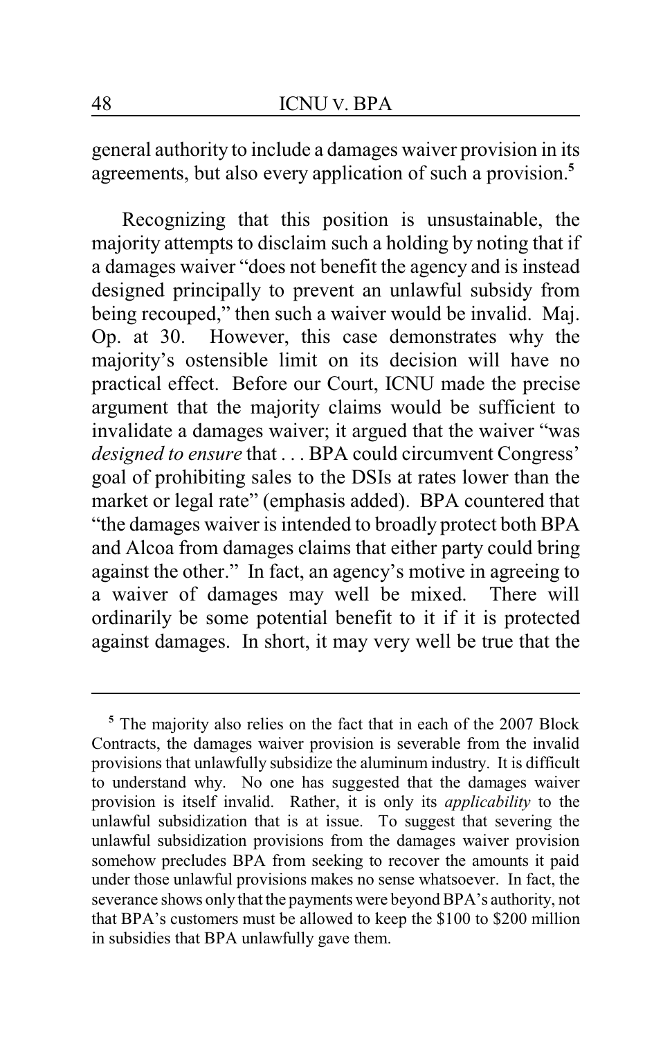general authority to include a damages waiver provision in its agreements, but also every application of such a provision.[5]

Recognizing that this position is unsustainable, the majority attempts to disclaim such a holding by noting that if a damages waiver "does not benefit the agency and is instead designed principally to prevent an unlawful subsidy from being recouped," then such a waiver would be invalid. Maj. Op. at 30. However, this case demonstrates why the majority's ostensible limit on its decision will have no practical effect. Before our Court, ICNU made the precise argument that the majority claims would be sufficient to invalidate a damages waiver; it argued that the waiver "was *designed to ensure* that . . . BPA could circumvent Congress' goal of prohibiting sales to the DSIs at rates lower than the market or legal rate" (emphasis added). BPA countered that "the damages waiver is intended to broadly protect both BPA and Alcoa from damages claims that either party could bring against the other." In fact, an agency's motive in agreeing to a waiver of damages may well be mixed. There will ordinarily be some potential benefit to it if it is protected against damages. In short, it may very well be true that the

---

[5] The majority also relies on the fact that in each of the 2007 Block Contracts, the damages waiver provision is severable from the invalid provisions that unlawfully subsidize the aluminum industry. It is difficult to understand why. No one has suggested that the damages waiver provision is itself invalid. Rather, it is only its *applicability* to the unlawful subsidization that is at issue. To suggest that severing the unlawful subsidization provisions from the damages waiver provision somehow precludes BPA from seeking to recover the amounts it paid under those unlawful provisions makes no sense whatsoever. In fact, the severance shows only that the payments were beyond BPA's authority, not that BPA's customers must be allowed to keep the $100 to $200 million in subsidies that BPA unlawfully gave them.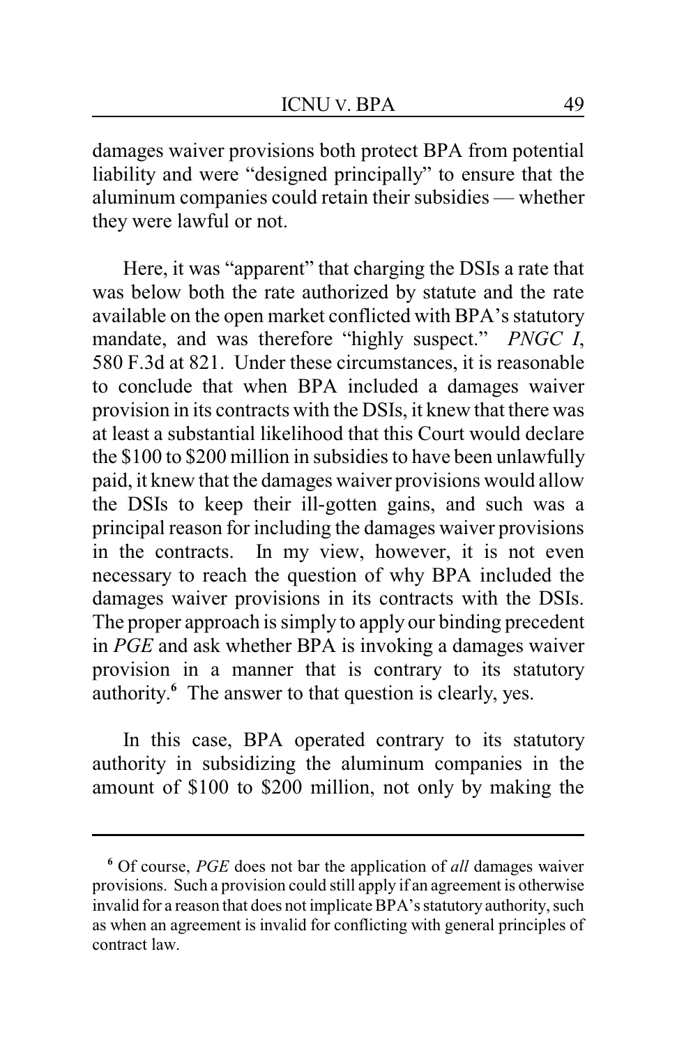damages waiver provisions both protect BPA from potential liability and were "designed principally" to ensure that the aluminum companies could retain their subsidies — whether they were lawful or not.

Here, it was "apparent" that charging the DSIs a rate that was below both the rate authorized by statute and the rate available on the open market conflicted with BPA's statutory mandate, and was therefore "highly suspect." *PNGC I*, 580 F.3d at 821. Under these circumstances, it is reasonable to conclude that when BPA included a damages waiver provision in its contracts with the DSIs, it knew that there was at least a substantial likelihood that this Court would declare the $100 to $200 million in subsidies to have been unlawfully paid, it knew that the damages waiver provisions would allow the DSIs to keep their ill-gotten gains, and such was a principal reason for including the damages waiver provisions in the contracts. In my view, however, it is not even necessary to reach the question of why BPA included the damages waiver provisions in its contracts with the DSIs. The proper approach is simply to apply our binding precedent in *PGE* and ask whether BPA is invoking a damages waiver provision in a manner that is contrary to its statutory authority.[6] The answer to that question is clearly, yes.

In this case, BPA operated contrary to its statutory authority in subsidizing the aluminum companies in the amount of $100 to $200 million, not only by making the

---

[6] Of course, *PGE* does not bar the application of *all* damages waiver provisions. Such a provision could still apply if an agreement is otherwise invalid for a reason that does not implicate BPA's statutory authority, such as when an agreement is invalid for conflicting with general principles of contract law.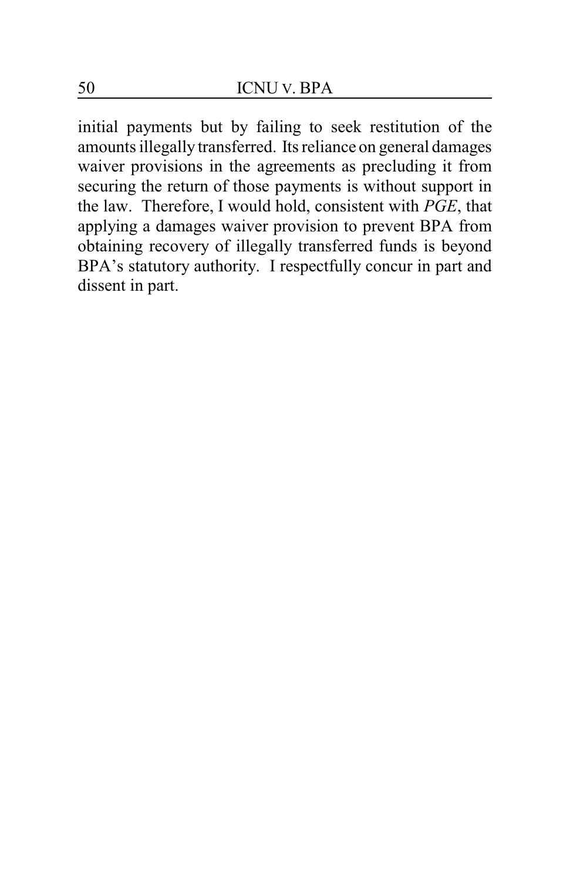initial payments but by failing to seek restitution of the amounts illegally transferred. Its reliance on general damages waiver provisions in the agreements as precluding it from securing the return of those payments is without support in the law. Therefore, I would hold, consistent with *PGE*, that applying a damages waiver provision to prevent BPA from obtaining recovery of illegally transferred funds is beyond BPA's statutory authority. I respectfully concur in part and dissent in part.